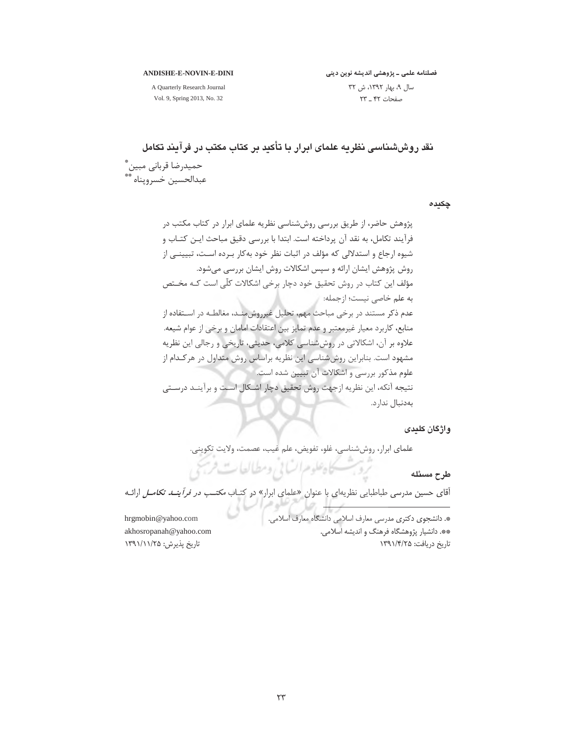# نقد روش‌شناسی نظریه علمای ابرار با تأکید بر کتاب مکتب در فرآیند تکامل

حمیدرضا قربانی مبین*

عبدالحسین خسروپناه**

## چکیده

پژوهش حاضر، از طریق بررسی روش‌شناسی نظریه علمای ابرار در کتاب مکتب در فرآیند تکامل، به نقد آن پرداخته است. ابتدا با بررسی دقیق مباحث این کتاب و شیوه ارجاع و استدلالی که مؤلف در اثبات نظر خود به‌کار برده است، تبیینی از روش پژوهش ایشان ارائه و سپس اشکالات روش ایشان بررسی می‌شود.

مؤلف این کتاب در روش تحقیق خود دچار برخی اشکالات کلّی است که مختص به علم خاصی نیست؛ ازجمله:

عدم ذکر مستند در برخی مباحث مهم، تحلیل غیرروش‌مند، مغالطه در استفاده از منابع، کاربرد معیار غیرمعتبر و عدم تمایز بین اعتقادات امامان و برخی از عوام شیعه. علاوه بر آن، اشکالاتی در روش‌شناسی کلامی، حدیثی، تاریخی و رجالی این نظریه مشهود است. بنابراین روش‌شناسی این نظریه براساس روش متداول در هرکدام از علوم مذکور بررسی و اشکالات آن تبیین شده است.

نتیجه آنکه، این نظریه ازجهت روش تحقیق دچار اشکال است و برآیند درستی به‌دنبال ندارد.

## واژگان کلیدی

علمای ابرار، روش‌شناسی، غلو، تفویض، علم غیب، عصمت، ولایت تکوینی.

## طرح مسئله

آقای حسین مدرسی طباطبایی نظریه‌ای با عنوان «علمای ابرار» در کتاب *مکتب در فرآیند تکامل* ارائه

---

*. دانشجوی دکتری مدرسی معارف اسلامی دانشگاه معارف اسلامی. hrgmobin@yahoo.com

**. دانشیار پژوهشگاه فرهنگ و اندیشه اسلامی. akhosropanah@yahoo.com

تاریخ دریافت: ۱۳۹۱/۴/۲۵ — تاریخ پذیرش: ۱۳۹۱/۱۱/۲۵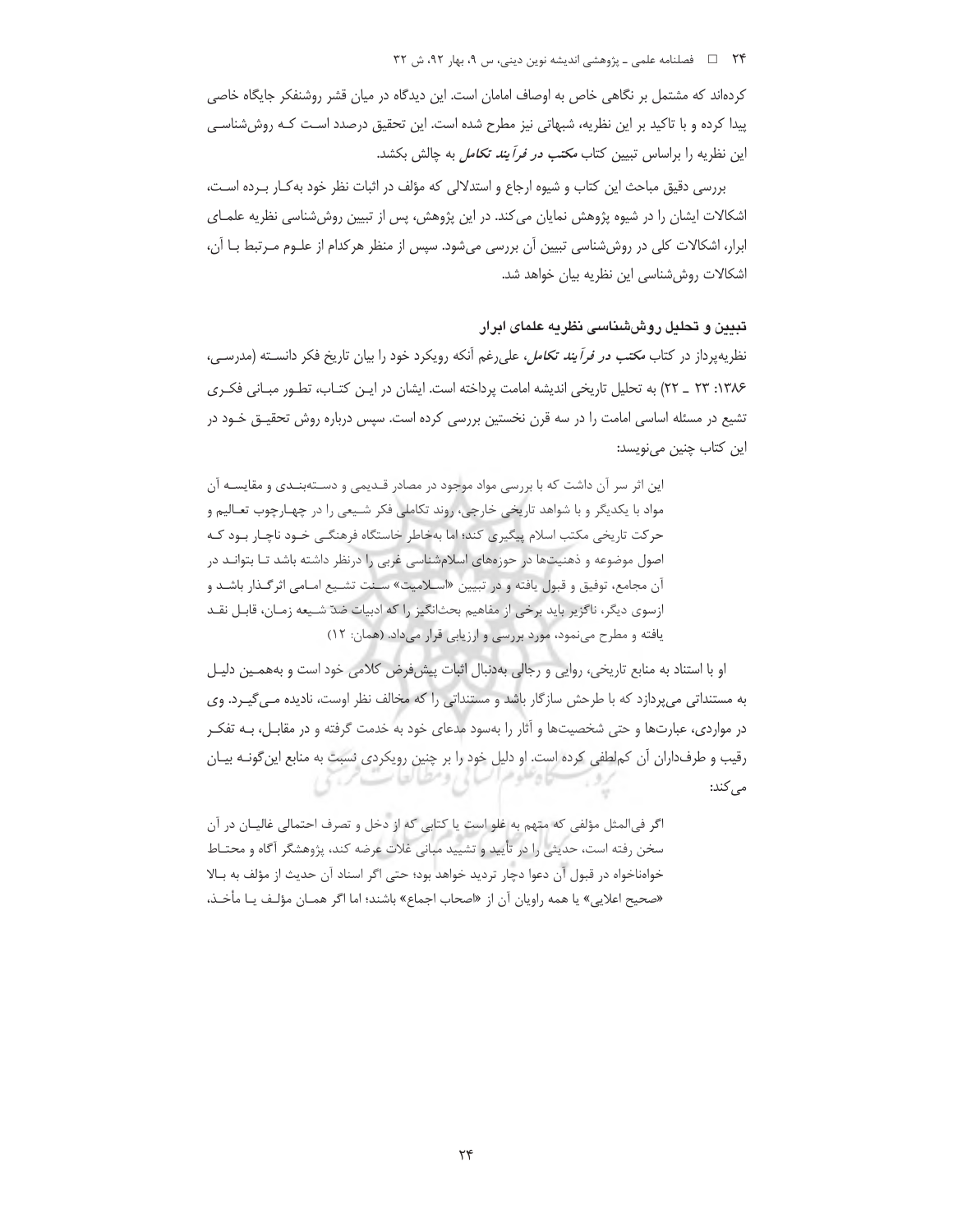کرده‌اند که مشتمل بر نگاهی خاص به اوصاف امامان است. این دیدگاه در میان قشر روشنفکر جایگاه خاصی پیدا کرده و با تاکید بر این نظریه، شبهاتی نیز مطرح شده است. این تحقیق درصدد است کـه روش‌شناسـی این نظریه را براساس تبیین کتاب *مکتب در فرآیند تکامل* به چالش بکشد.

بررسی دقیق مباحث این کتاب و شیوه ارجاع و استدلالی که مؤلف در اثبات نظر خود به‌کـار بـرده اسـت، اشکالات ایشان را در شیوه پژوهش نمایان می‌کند. در این پژوهش، پس از تبیین روش‌شناسی نظریه علمـای ابرار، اشکالات کلی در روش‌شناسی تبیین آن بررسی می‌شود. سپس از منظر هرکدام از علـوم مـرتبط بـا آن، اشکالات روش‌شناسی این نظریه بیان خواهد شد.

### تبیین و تحلیل روش‌شناسی نظریه علمای ابرار

نظریه‌پرداز در کتاب *مکتب در فرآیند تکامل*، علی‌رغم آنکه رویکرد خود را بیان تاریخ فکر دانسـته (مدرسـی، ۱۳۸۶: ۲۳ ـ ۲۲) به تحلیل تاریخی اندیشه امامت پرداخته است. ایشان در ایـن کتـاب، تطـور مبـانی فکـری تشیع در مسئله اساسی امامت را در سه قرن نخستین بررسی کرده است. سپس درباره روش تحقیـق خـود در این کتاب چنین می‌نویسد:

> این اثر سر آن داشت که با بررسی مواد موجود در مصادر قـدیمی و دسـته‌بنـدی و مقایسـه آن مواد با یکدیگر و با شواهد تاریخی خارجی، روند تکاملی فکر شـیعی را در چهـارچوب تعـالیم و حرکت تاریخی مکتب اسلام پیگیری کند؛ اما به‌خاطر خاستگاه فرهنگـی خـود ناچـار بـود کـه اصول موضوعه و ذهنیت‌ها در حوزه‌های اسلام‌شناسی غربی را درنظر داشته باشد تـا بتوانـد در آن مجامع، توفیق و قبول یافته و در تبیین «اسـلامیت» سـنت تشـیع امـامی اثرگـذار باشـد و ازسوی دیگر، ناگزیر باید برخی از مفاهیم بحث‌انگیز را که ادبیات ضدّ شـیعه زمـان، قابـل نقـد یافته و مطرح می‌نمود، مورد بررسی و ارزیابی قرار می‌داد. (همان: ۱۲)

او با استناد به منابع تاریخی، روایی و رجالی به‌دنبال اثبات پیش‌فرض کلامی خود است و به‌همـین دلیـل به مستنداتی می‌پردازد که با طرحش سازگار باشد و مستنداتی را که مخالف نظر اوست، نادیده مـی‌گیـرد. وی در مواردی، عبارت‌ها و حتی شخصیت‌ها و آثار را به‌سود مدعای خود به خدمت گرفته و در مقابـل، بـه تفکـر رقیب و طرفداران آن کم‌لطفی کرده است. او دلیل خود را بر چنین رویکردی نسبت به منابع این‌گونـه بیـان می‌کند:

> اگر فی‌المثل مؤلفی که متهم به غلو است یا کتابی که از دخل و تصرف احتمالی غالیـان در آن سخن رفته است، حدیثی را در تأیید و تشیید مبانی غلات عرضه کند، پژوهشگر آگاه و محتـاط خواه‌ناخواه در قبول آن دعوا دچار تردید خواهد بود؛ حتی اگر اسناد آن حدیث از مؤلف به بـالا «صحیح اعلایی» یا همه راویان آن از «اصحاب اجماع» باشند؛ اما اگر همـان مؤلـف یـا مأخـذ،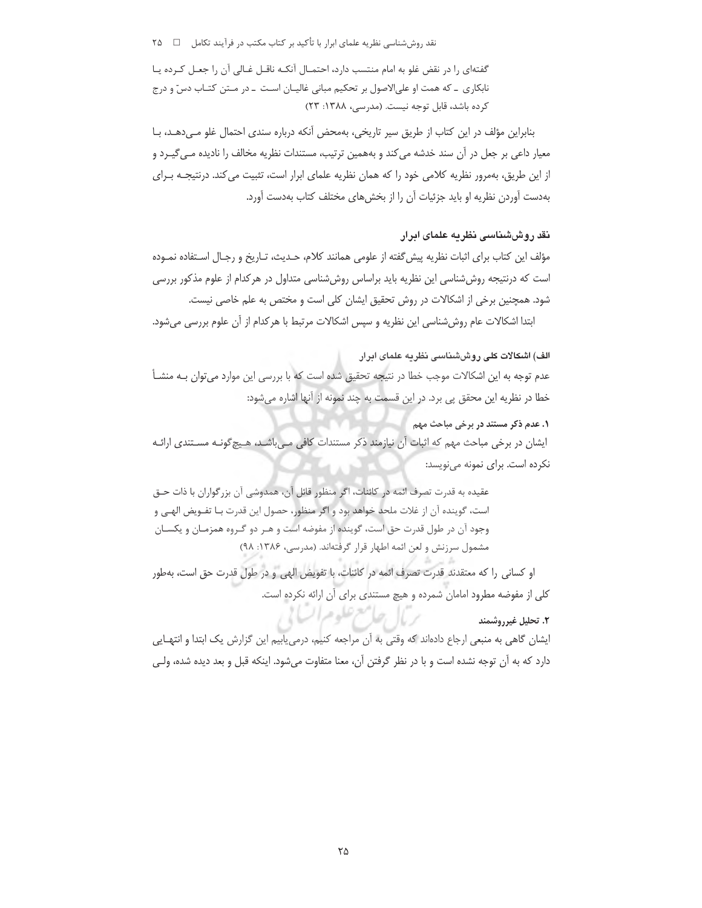گفته‌ای را در نقض غلو به امام منتسب دارد، احتمال آنکه ناقل غالی آن را جعل کرده یا نابکاری ـ که همت او علی‌الاصول بر تحکیم مبانی غالیان است ـ در متن کتاب دسّ و درج کرده باشد، قابل توجه نیست. (مدرسی، ۱۳۸۸: ۲۳)

بنابراین مؤلف در این کتاب از طریق سیر تاریخی، به‌محض آنکه درباره سندی احتمال غلو می‌دهد، با معیار داعی بر جعل در آن سند خدشه می‌کند و به‌همین ترتیب، مستندات نظریه مخالف را نادیده می‌گیرد و از این طریق، به‌مرور نظریه کلامی خود را که همان نظریه علمای ابرار است، تثبیت می‌کند. درنتیجه برای به‌دست آوردن نظریه او باید جزئیات آن را از بخش‌های مختلف کتاب به‌دست آورد.

## نقد روش‌شناسی نظریه علمای ابرار

مؤلف این کتاب برای اثبات نظریه پیش‌گفته از علومی همانند کلام، حدیث، تاریخ و رجال استفاده نموده است که درنتیجه روش‌شناسی این نظریه باید براساس روش‌شناسی متداول در هرکدام از علوم مذکور بررسی شود. همچنین برخی از اشکالات در روش تحقیق ایشان کلی است و مختص به علم خاصی نیست.

ابتدا اشکالات عام روش‌شناسی این نظریه و سپس اشکالات مرتبط با هرکدام از آن علوم بررسی می‌شود.

### الف) اشکالات کلی روش‌شناسی نظریه علمای ابرار

عدم توجه به این اشکالات موجب خطا در نتیجه تحقیق شده است که با بررسی این موارد می‌توان به منشأ خطا در نظریه این محقق پی برد. در این قسمت به چند نمونه از آنها اشاره می‌شود:

#### ۱. عدم ذکر مستند در برخی مباحث مهم

ایشان در برخی مباحث مهم که اثبات آن نیازمند ذکر مستندات کافی می‌باشد، هیچ‌گونه مستندی ارائه نکرده است. برای نمونه می‌نویسد:

عقیده به قدرت تصرف ائمه در کائنات، اگر منظور قائل آن، همدوشی آن بزرگواران با ذات حق است، گوینده آن از غلات ملحد خواهد بود و اگر منظور، حصول این قدرت با تفویض الهی و وجود آن در طول قدرت حق است، گوینده از مفوضه است و هر دو گروه همزمان و یکسان مشمول سرزنش و لعن ائمه اطهار قرار گرفته‌اند. (مدرسی، ۱۳۸۶: ۹۸)

او کسانی را که معتقدند قدرت تصرف ائمه در کائنات، با تفویض الهی و در طول قدرت حق است، به‌طور کلی از مفوضه مطرود امامان شمرده و هیچ مستندی برای آن ارائه نکرده است.

#### ۲. تحلیل غیرروشمند

ایشان گاهی به منبعی ارجاع داده‌اند که وقتی به آن مراجعه کنیم، درمی‌یابیم این گزارش یک ابتدا و انتهایی دارد که به آن توجه نشده است و با در نظر گرفتن آن، معنا متفاوت می‌شود. اینکه قبل و بعد دیده شده، ولی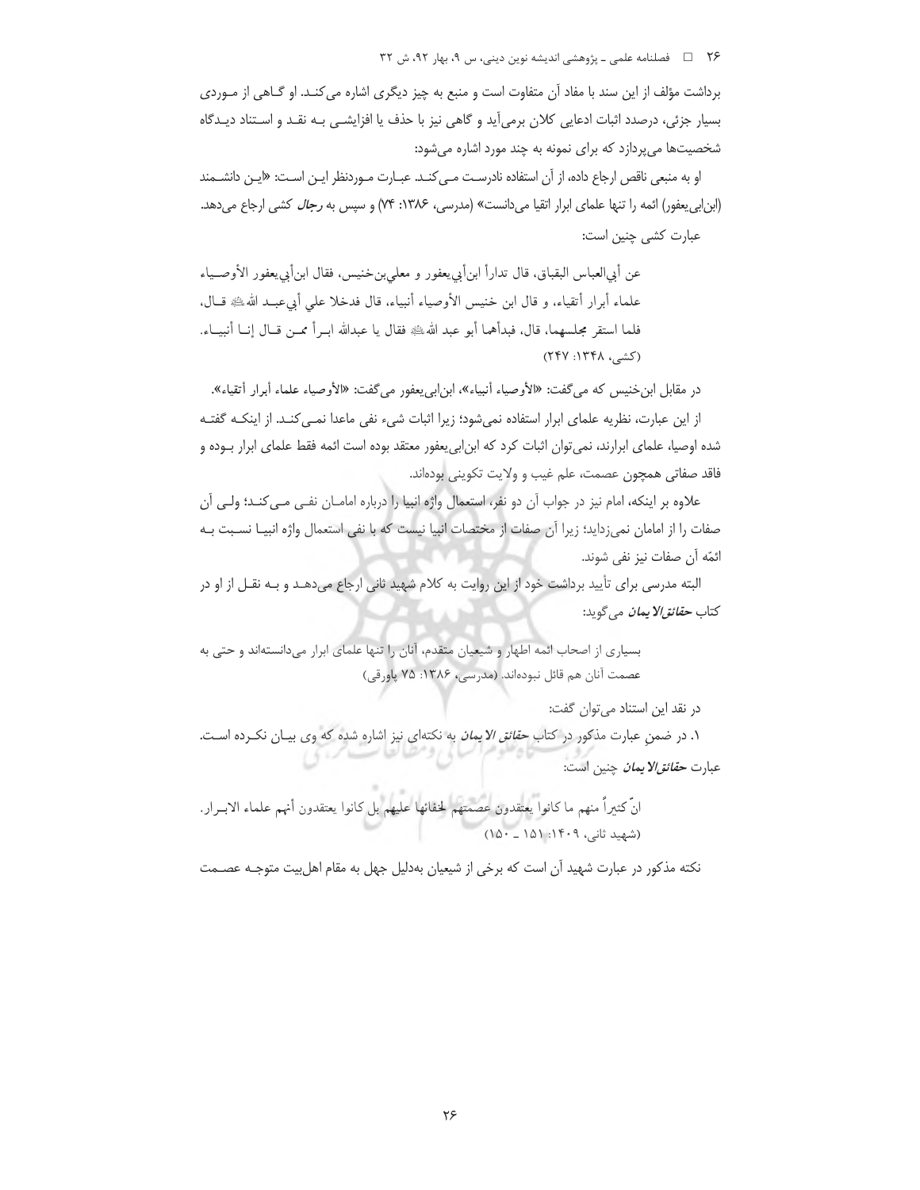برداشت مؤلف از این سند با مفاد آن متفاوت است و منبع به چیز دیگری اشاره می‌کند. او گاهی از موردی بسیار جزئی، درصدد اثبات ادعایی کلان برمی‌آید و گاهی نیز با حذف یا افزایشی به نقد و استناد دیدگاه شخصیت‌ها می‌پردازد که برای نمونه به چند مورد اشاره می‌شود:

او به منبعی ناقص ارجاع داده، از آن استفاده نادرست می‌کند. عبارت موردنظر این است: «این دانشمند (ابن‌ابی‌یعفور) ائمه را تنها علمای ابرار اتقیا می‌دانست» (مدرسی، ۱۳۸۶: ۷۴) و سپس به *رجال* کشی ارجاع می‌دهد.

عبارت کشی چنین است:

> عن أبي‌العباس البقباق، قال تداراً ابن‌أبي‌يعفور و معلي‌بن‌خنيس، فقال ابن‌أبي‌يعفور الأوصياء علماء أبرار أتقياء، و قال ابن خنيس الأوصياء أنبياء، قال فدخلا علي أبي‌عبد الله ﷺ قال، فلما استقر مجلسهما، قال، فبدأهما أبو عبد الله ﷺ فقال يا عبدالله ابرأ ممن قال إنا أنبياء. (کشی، ۱۳۴۸: ۲۴۷)

در مقابل ابن‌خنیس که می‌گفت: «الأوصياء أنبياء»، ابن‌ابی‌یعفور می‌گفت: «الأوصياء علماء أبرار أتقياء».

از این عبارت، نظریه علمای ابرار استفاده نمی‌شود؛ زیرا اثبات شیء نفی ماعدا نمی‌کند. از اینکه گفته شده اوصیا، علمای ابرارند، نمی‌توان اثبات کرد که ابن‌ابی‌یعفور معتقد بوده است ائمه فقط علمای ابرار بوده و فاقد صفاتی همچون عصمت، علم غیب و ولایت تکوینی بوده‌اند.

علاوه بر اینکه، امام نیز در جواب آن دو نفر، استعمال واژه انبیا را درباره امامان نفی می‌کند؛ ولی آن صفات را از امامان نمی‌زداید؛ زیرا آن صفات از مختصات انبیا نیست که با نفی استعمال واژه انبیا نسبت به ائمّه آن صفات نیز نفی شوند.

البته مدرسی برای تأیید برداشت خود از این روایت به کلام شهید ثانی ارجاع می‌دهد و به نقل از او در کتاب *حقائق‌الایمان* می‌گوید:

> بسیاری از اصحاب ائمه اطهار و شیعیان متقدم، آنان را تنها علمای ابرار می‌دانسته‌اند و حتی به عصمت آنان هم قائل نبوده‌اند. (مدرسی، ۱۳۸۶: ۷۵ پاورقی)

در نقد این استناد می‌توان گفت:

۱. در ضمن عبارت مذکور در کتاب *حقائق‌الایمان* به نکته‌ای نیز اشاره شده که وی بیان نکرده است. عبارت *حقائق‌الایمان* چنین است:

> انّ كثيراً منهم ما كانوا يعتقدون عصمتهم لخفائها عليهم بل كانوا يعتقدون أنهم علماء الابرار. (شهید ثانی، ۱۴۰۹: ۱۵۱ ـ ۱۵۰)

نکته مذکور در عبارت شهید آن است که برخی از شیعیان به‌دلیل جهل به مقام اهل‌بیت متوجه عصمت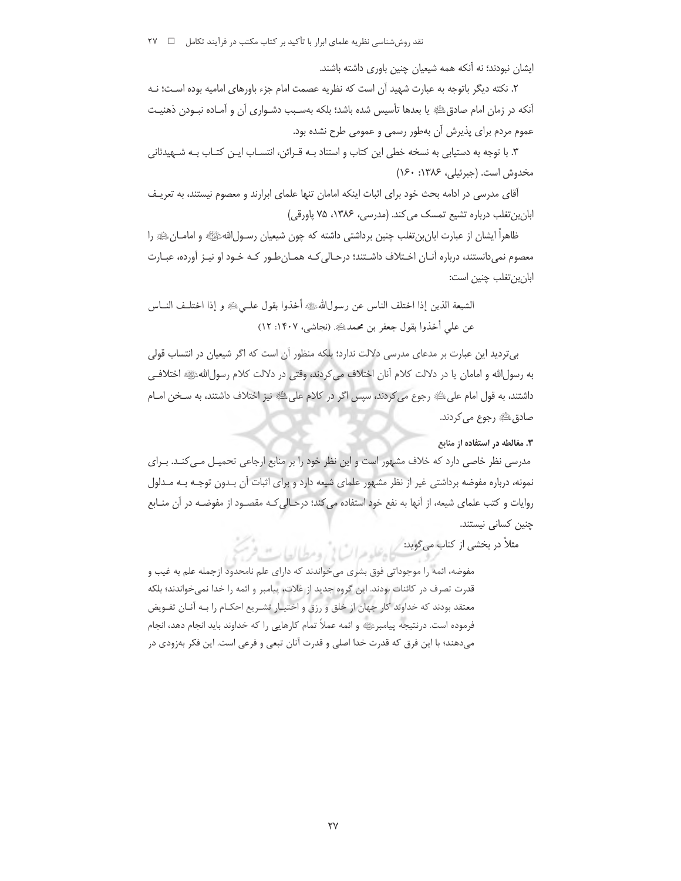ایشان نبودند؛ نه آنکه همه شیعیان چنین باوری داشته باشند.

۲. نکته دیگر باتوجه به عبارت شهید آن است که نظریه عصمت امام جزء باورهای امامیه بوده است؛ نه آنکه در زمان امام صادق علیه السلام یا بعدها تأسیس شده باشد؛ بلکه به‌سبب دشواری آن و آماده نبودن ذهنیت عموم مردم برای پذیرش آن به‌طور رسمی و عمومی طرح نشده بود.

۳. با توجه به دستیابی به نسخه خطی این کتاب و استناد به قرائن، انتساب این کتاب به شهیدثانی مخدوش است. (جبرئیلی، ۱۳۸۶: ۱۶۰)

آقای مدرسی در ادامه بحث خود برای اثبات اینکه امامان تنها علمای ابرارند و معصوم نیستند، به تعریف ابان‌بن‌تغلب درباره تشیع تمسک می‌کند. (مدرسی، ۱۳۸۶، ۷۵ پاورقی)

ظاهراً ایشان از عبارت ابان‌بن‌تغلب چنین برداشتی داشته که چون شیعیان رسول‌الله صلی الله علیه و آله و امامان علیهم السلام را معصوم نمی‌دانستند، درباره آنان اختلاف داشتند؛ درحالی‌که همان‌طور که خود او نیز آورده، عبارت ابان‌بن‌تغلب چنین است:

> الشیعة الذین إذا اختلف الناس عن رسول‌الله صلی الله علیه و آله أخذوا بقول علی علیه السلام و إذا اختلف الناس عن علي أخذوا بقول جعفر بن محمد علیه السلام. (نجاشی، ۱۴۰۷: ۱۲)

بی‌تردید این عبارت بر مدعای مدرسی دلالت ندارد؛ بلکه منظور آن است که اگر شیعیان در انتساب قولی به رسول‌الله و امامان یا در دلالت کلام آنان اختلاف می‌کردند، وقتی در دلالت کلام رسول‌الله صلی الله علیه و آله اختلافی داشتند، به قول امام علی علیه السلام رجوع می‌کردند، سپس اگر در کلام علی علیه السلام نیز اختلاف داشتند، به سخن امام صادق علیه السلام رجوع می‌کردند.

#### ۳. مغالطه در استفاده از منابع

مدرسی نظر خاصی دارد که خلاف مشهور است و این نظر خود را بر منابع ارجاعی تحمیل می‌کند. برای نمونه، درباره مفوضه برداشتی غیر از نظر مشهور علمای شیعه دارد و برای اثبات آن بدون توجه به مدلول روایات و کتب علمای شیعه، از آنها به نفع خود استفاده می‌کند؛ درحالی‌که مقصود از مفوضه در آن منابع چنین کسانی نیستند.

مثلاً در بخشی از کتاب می‌گوید:

> مفوضه، ائمه را موجوداتی فوق بشری می‌خواندند که دارای علم نامحدود ازجمله علم به غیب و قدرت تصرف در کائنات بودند. این گروه جدید از غلات، پیامبر و ائمه را خدا نمی‌خواندند؛ بلکه معتقد بودند که خداوند کار جهان از خلق و رزق و اختیار تشریع احکام را به آنان تفویض فرموده است. درنتیجه پیامبر صلی الله علیه و آله و ائمه عملاً تمام کارهایی را که خداوند باید انجام دهد، انجام می‌دهند؛ با این فرق که قدرت خدا اصلی و قدرت آنان تبعی و فرعی است. این فکر به‌زودی در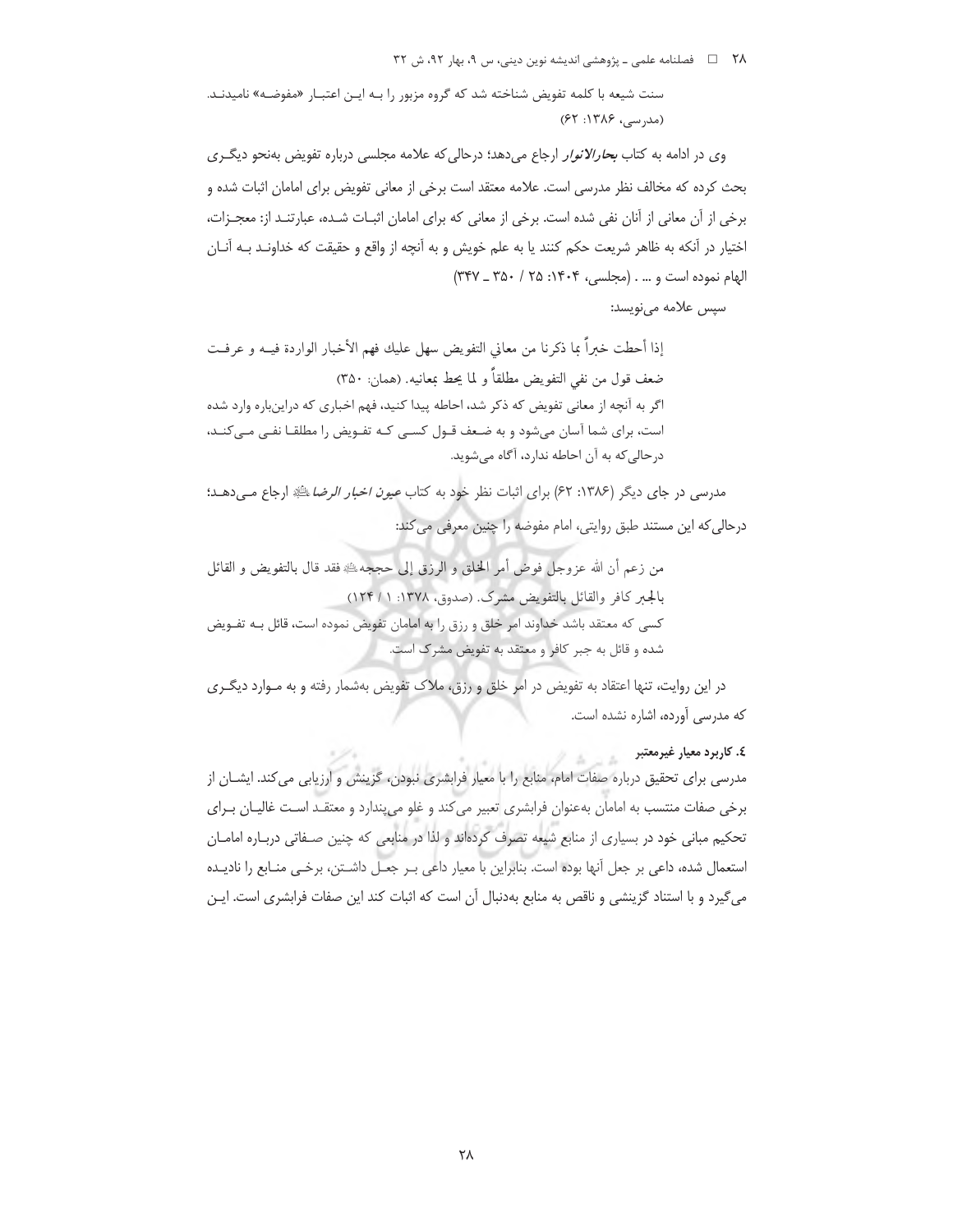سنت شیعه با کلمه تفویض شناخته شد که گروه مزبور را بـه ایـن اعتبـار «مفوضـه» نامیدنـد. (مدرسی، ۱۳۸۶: ۶۲)

وی در ادامه به کتاب *بحارالانوار* ارجاع می‌دهد؛ درحالی‌که علامه مجلسی درباره تفویض به‌نحو دیگـری بحث کرده که مخالف نظر مدرسی است. علامه معتقد است برخی از معانی تفویض برای امامان اثبات شده و برخی از آن معانی از آنان نفی شده است. برخی از معانی که برای امامان اثبـات شـده، عبارتنـد از: معجـزات، اختیار در آنکه به ظاهر شریعت حکم کنند یا به علم خویش و به آنچه از واقع و حقیقت که خداونـد بـه آنـان الهام نموده است و ... . (مجلسی، ۱۴۰۴: ۲۵ / ۳۵۰ ـ ۳۴۷)

سپس علامه می‌نویسد:

> إذا أحطت خبراً بما ذكرنا من معاني التفويض سهل عليك فهم الأخبار الواردة فيـه و عرفـت ضعف قول من نفي التفويض مطلقاً و لما يحط بمعانيه. (همان: ۳۵۰)
>
> اگر به آنچه از معانی تفویض که ذکر شد، احاطه پیدا کنید، فهم اخباری که دراین‌باره وارد شده است، برای شما آسان می‌شود و به ضـعف قـول کسـی کـه تفـویض را مطلقـا نفـی مـی‌کنـد، درحالی‌که به آن احاطه ندارد، آگاه می‌شوید.

مدرسی در جای دیگر (۱۳۸۶: ۶۲) برای اثبات نظر خود به کتاب *عیون اخبار الرضا* ﷺ ارجاع مـی‌دهـد؛ درحالی‌که این مستند طبق روایتی، امام مفوضه را چنین معرفی می‌کند:

> من زعم أن الله عزوجل فوض أمر الخلق و الرزق إلى حججه ﷺ فقد قال بالتفويض و القائل بالجبر كافر والقائل بالتفويض مشرك. (صدوق، ۱۳۷۸: ۱ / ۱۲۴)
>
> کسی که معتقد باشد خداوند امر خلق و رزق را به امامان تفویض نموده است، قائل بـه تفـویض شده و قائل به جبر کافر و معتقد به تفویض مشرک است.

در این روایت، تنها اعتقاد به تفویض در امر خلق و رزق، ملاک تفویض به‌شمار رفته و به مـوارد دیگـری که مدرسی آورده، اشاره نشده است.

#### ٤. کاربرد معیار غیرمعتبر

مدرسی برای تحقیق درباره صفات امام، منابع را با معیار فرابشری نبودن، گزینش و ارزیابی می‌کند. ایشـان از برخی صفات منتسب به امامان به‌عنوان فرابشری تعبیر می‌کند و غلو می‌پندارد و معتقـد اسـت غالیـان بـرای تحکیم مبانی خود در بسیاری از منابع شیعه تصرف کرده‌اند و لذا در منابعی که چنین صـفاتی دربـاره امامـان استعمال شده، داعی بر جعل آنها بوده است. بنابراین با معیار داعی بـر جعـل داشـتن، برخـی منـابع را نادیـده می‌گیرد و با استناد گزینشی و ناقص به منابع به‌دنبال آن است که اثبات کند این صفات فرابشری است. ایـن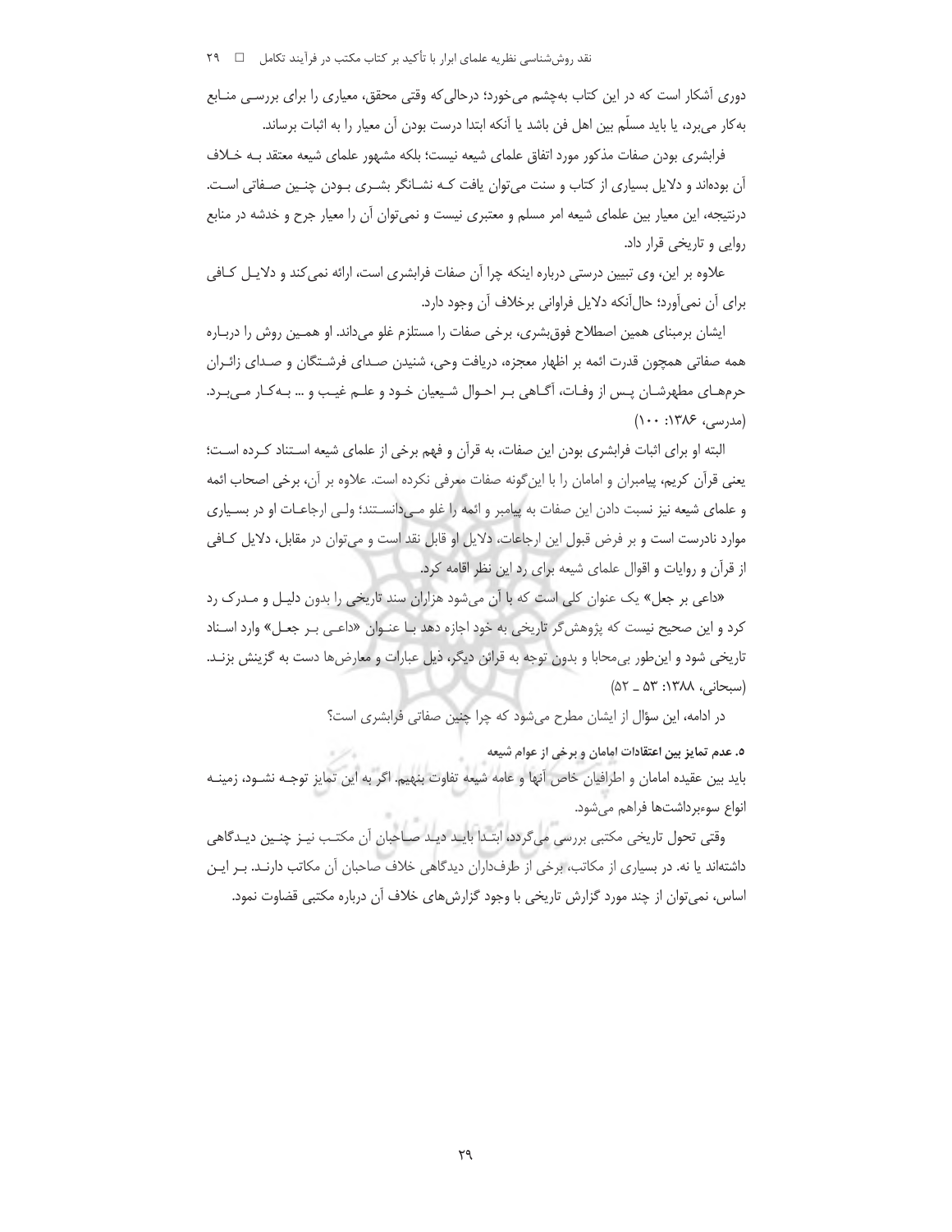دوری آشکار است که در این کتاب به‌چشم می‌خورد؛ درحالی‌که وقتی محقق، معیاری را برای بررسی منابع به‌کار می‌برد، یا باید مسلّم بین اهل فن باشد یا آنکه ابتدا درست بودن آن معیار را به اثبات برساند.

فرابشری بودن صفات مذکور مورد اتفاق علمای شیعه نیست؛ بلکه مشهور علمای شیعه معتقد بـه خـلاف آن بوده‌اند و دلایل بسیاری از کتاب و سنت می‌توان یافت کـه نشـانگر بشـری بـودن چنـین صـفاتی اسـت. درنتیجه، این معیار بین علمای شیعه امر مسلم و معتبری نیست و نمی‌توان آن را معیار جرح و خدشه در منابع روایی و تاریخی قرار داد.

علاوه بر این، وی تبیین درستی درباره اینکه چرا آن صفات فرابشری است، ارائه نمی‌کند و دلایـل کـافی برای آن نمی‌آورد؛ حال‌آنکه دلایل فراوانی برخلاف آن وجود دارد.

ایشان برمبنای همین اصطلاح فوق‌بشری، برخی صفات را مستلزم غلو می‌داند. او همـین روش را دربـاره همه صفاتی همچون قدرت ائمه بر اظهار معجزه، دریافت وحی، شنیدن صـدای فرشـتگان و صـدای زائـران حرم‌هـای مطهرشـان پـس از وفـات، آگـاهی بـر احـوال شـیعیان خـود و علـم غیـب و ... بـه‌کـار مـی‌بـرد. (مدرسی، ۱۳۸۶: ۱۰۰)

البته او برای اثبات فرابشری بودن این صفات، به قرآن و فهم برخی از علمای شیعه اسـتناد کـرده اسـت؛ یعنی قرآن کریم، پیامبران و امامان را با این‌گونه صفات معرفی نکرده است. علاوه بر آن، برخی اصحاب ائمه و علمای شیعه نیز نسبت دادن این صفات به پیامبر و ائمه را غلو مـی‌دانسـتند؛ ولـی ارجاعـات او در بسـیاری موارد نادرست است و بر فرض قبول این ارجاعات، دلایل او قابل نقد است و می‌توان در مقابل، دلایل کـافی از قرآن و روایات و اقوال علمای شیعه برای رد این نظر اقامه کرد.

«داعی بر جعل» یک عنوان کلی است که با آن می‌شود هزاران سند تاریخی را بدون دلیـل و مـدرک رد کرد و این صحیح نیست که پژوهش‌گر تاریخی به خود اجازه دهد بـا عنـوان «داعـی بـر جعـل» وارد اسـناد تاریخی شود و این‌طور بی‌محابا و بدون توجه به قرائن دیگر، ذیل عبارات و معارض‌ها دست به گزینش بزنـد. (سبحانی، ۱۳۸۸: ۵۳ ـ ۵۲)

در ادامه، این سؤال از ایشان مطرح می‌شود که چرا چنین صفاتی فرابشری است؟

### ۵. عدم تمایز بین اعتقادات امامان و برخی از عوام شیعه

باید بین عقیده امامان و اطرافیان خاص آنها و عامه شیعه تفاوت بنهیم. اگر به این تمایز توجـه نشـود، زمینـه انواع سوءبرداشت‌ها فراهم می‌شود.

وقتی تحول تاریخی مکتبی بررسی می‌گردد، ابتـدا بایـد دیـد صـاحبان آن مکتـب نیـز چنـین دیـدگاهی داشته‌اند یا نه. در بسیاری از مکاتب، برخی از طرفداران دیدگاهی خلاف صاحبان آن مکاتب دارنـد. بـر ایـن اساس، نمی‌توان از چند مورد گزارش تاریخی با وجود گزارش‌های خلاف آن درباره مکتبی قضاوت نمود.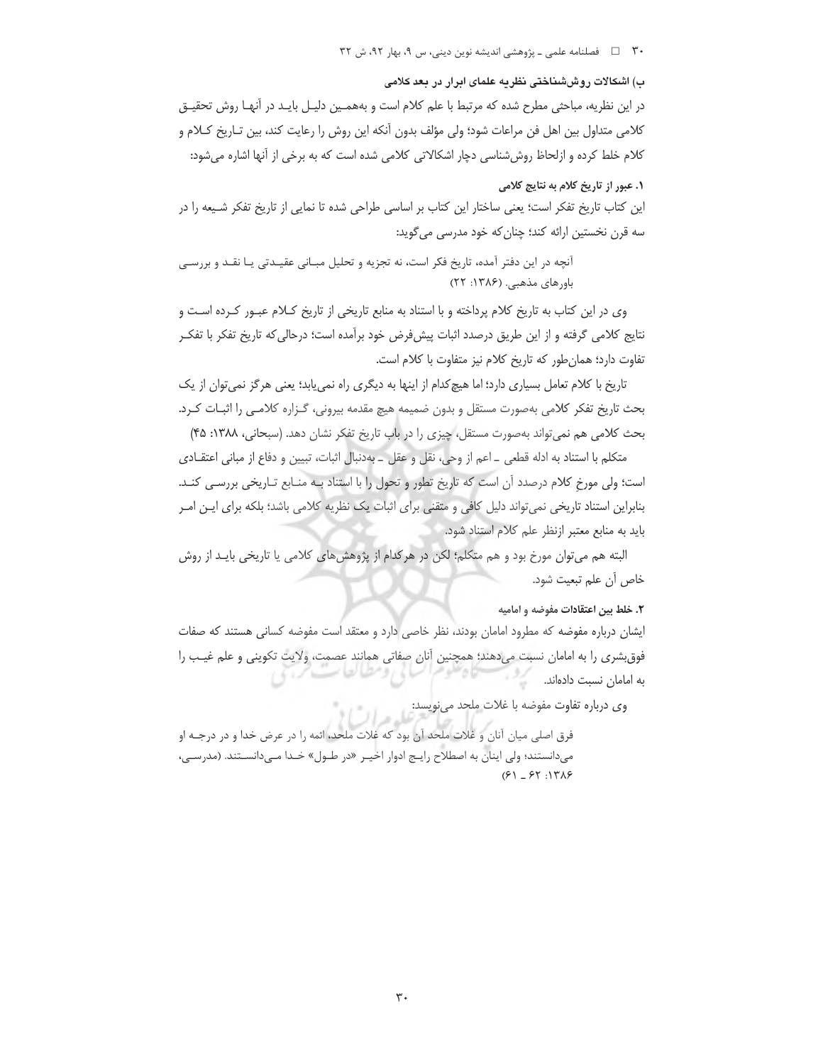### ب) اشکالات روش‌شناختی نظریه علمای ابرار در بعد کلامی

در این نظریه، مباحثی مطرح شده که مرتبط با علم کلام است و به‌همین دلیل باید در آنها روش تحقیق کلامی متداول بین اهل فن مراعات شود؛ ولی مؤلف بدون آنکه این روش را رعایت کند، بین تاریخ کلام و کلام خلط کرده و ازلحاظ روش‌شناسی دچار اشکالاتی کلامی شده است که به برخی از آنها اشاره می‌شود:

#### ۱. عبور از تاریخ کلام به نتایج کلامی

این کتاب تاریخ تفکر است؛ یعنی ساختار این کتاب بر اساسی طراحی شده تا نمایی از تاریخ تفکر شیعه را در سه قرن نخستین ارائه کند؛ چنان‌که خود مدرسی می‌گوید:

> آنچه در این دفتر آمده، تاریخ فکر است، نه تجزیه و تحلیل مبانی عقیدتی یا نقد و بررسی باورهای مذهبی. (۱۳۸۶: ۲۲)

وی در این کتاب به تاریخ کلام پرداخته و با استناد به منابع تاریخی از تاریخ کلام عبور کرده است و نتایج کلامی گرفته و از این طریق درصدد اثبات پیش‌فرض خود برآمده است؛ درحالی‌که تاریخ تفکر با تفکر تفاوت دارد؛ همان‌طور که تاریخ کلام نیز متفاوت با کلام است.

تاریخ با کلام تعامل بسیاری دارد؛ اما هیچ‌کدام از اینها به دیگری راه نمی‌یابد؛ یعنی هرگز نمی‌توان از یک بحث تاریخ تفکر کلامی به‌صورت مستقل و بدون ضمیمه هیچ مقدمه بیرونی، گزاره کلامی را اثبات کرد. بحث کلامی هم نمی‌تواند به‌صورت مستقل، چیزی را در باب تاریخ تفکر نشان دهد. (سبحانی، ۱۳۸۸: ۴۵)

متکلم با استناد به ادله قطعی ـ اعم از وحی، نقل و عقل ـ به‌دنبال اثبات، تبیین و دفاع از مبانی اعتقادی است؛ ولی مورخ کلام درصدد آن است که تاریخ تطور و تحول را با استناد به منابع تاریخی بررسی کند. بنابراین استناد تاریخی نمی‌تواند دلیل کافی و متقنی برای اثبات یک نظریه کلامی باشد؛ بلکه برای این امر باید به منابع معتبر ازنظر علم کلام استناد شود.

البته هم می‌توان مورخ بود و هم متکلم؛ لکن در هرکدام از پژوهش‌های کلامی یا تاریخی باید از روش خاص آن علم تبعیت شود.

#### ۲. خلط بین اعتقادات مفوضه و امامیه

ایشان درباره مفوضه که مطرود امامان بودند، نظر خاصی دارد و معتقد است مفوضه کسانی هستند که صفات فوق‌بشری را به امامان نسبت می‌دهند؛ همچنین آنان صفاتی همانند عصمت، ولایت تکوینی و علم غیب را به امامان نسبت داده‌اند.

وی درباره تفاوت مفوضه با غلات ملحد می‌نویسد:

> فرق اصلی میان آنان و غلات ملحد آن بود که غلات ملحد، ائمه را در عرض خدا و در درجه او می‌دانستند؛ ولی اینان به اصطلاح رایج ادوار اخیر «در طول» خدا می‌دانستند. (مدرسی، ۱۳۸۶: ۶۲ ـ ۶۱)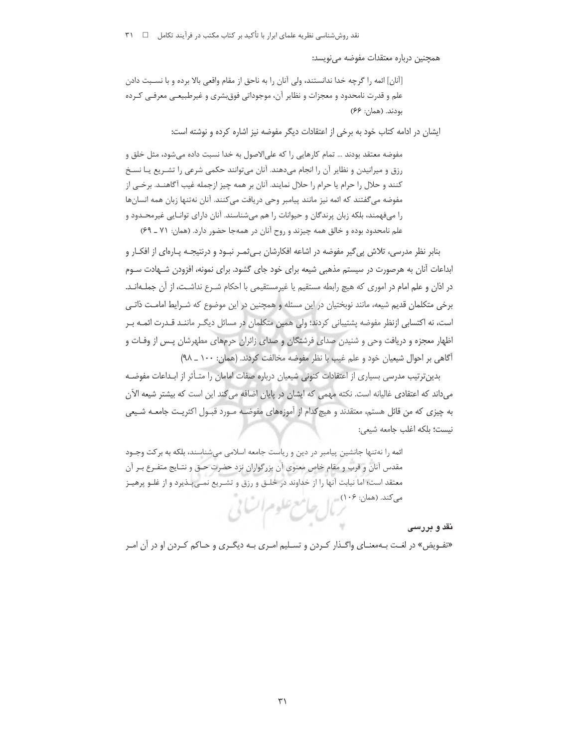همچنین درباره معتقدات مفوضه می‌نویسد:

> [آنان] ائمه را گرچه خدا ندانستند، ولی آنان را به ناحق از مقام واقعی بالا برده و با نسبت دادن علم و قدرت نامحدود و معجزات و نظایر آن، موجوداتی فوق‌بشری و غیرطبیعی معرفی کرده بودند. (همان: ۶۶)

ایشان در ادامه کتاب خود به برخی از اعتقادات دیگر مفوضه نیز اشاره کرده و نوشته است:

> مفوضه معتقد بودند ... تمام کارهایی را که علی‌الاصول به خدا نسبت داده می‌شود، مثل خلق و رزق و میرانیدن و نظایر آن را انجام می‌دهند. آنان می‌توانند حکمی شرعی را تشریع یا نسخ کنند و حلال را حرام یا حرام را حلال نمایند. آنان بر همه چیز ازجمله غیب آگاهند. برخی از مفوضه می‌گفتند که ائمه نیز مانند پیامبر وحی دریافت می‌کنند. آنان نه‌تنها زبان همه انسان‌ها را می‌فهمند، بلکه زبان پرندگان و حیوانات را هم می‌شناسند. آنان دارای توانایی غیرمحدود و علم نامحدود بوده و خالق همه چیزند و روح آنان در همه‌جا حضور دارد. (همان: ۷۱ ـ ۶۹)

بنابر نظر مدرسی، تلاش پی‌گیر مفوضه در اشاعه افکارشان بی‌ثمر نبود و درنتیجه پاره‌ای از افکار و ابداعات آنان به هرصورت در سیستم مذهبی شیعه برای خود جای گشود. برای نمونه، افزودن شهادت سوم در اذان و علم امام در اموری که هیچ رابطه مستقیم یا غیرمستقیمی با احکام شرع نداشت، از آن جمله‌اند. برخی متکلمان قدیم شیعه، مانند نوبختیان در این مسئله و همچنین در این موضوع که شرایط امامت ذاتی است، نه اکتسابی ازنظر مفوضه پشتیبانی کردند؛ ولی همین متکلمان در مسائل دیگر مانند قدرت ائمه بر اظهار معجزه و دریافت وحی و شنیدن صدای فرشتگان و صدای زائران حرم‌های مطهرشان پس از وفات و آگاهی بر احوال شیعیان خود و علم غیب با نظر مفوضه مخالفت کردند. (همان: ۱۰۰ ـ ۹۸)

بدین‌ترتیب مدرسی بسیاری از اعتقادات کنونی شیعیان درباره صفات امامان را متأثر از ابداعات مفوضه می‌داند که اعتقادی غالیانه است. نکته مهمی که ایشان در پایان اضافه می‌کند این است که بیشتر شیعه الآن به چیزی که من قائل هستم، معتقدند و هیچ‌کدام از آموزه‌های مفوضه مورد قبول اکثریت جامعه شیعی نیست؛ بلکه اغلب جامعه شیعی:

> ائمه را نه‌تنها جانشین پیامبر در دین و ریاست جامعه اسلامی می‌شناسند، بلکه به برکت وجود مقدس آنان و قرب و مقام خاص معنوی آن بزرگواران نزد حضرت حق و نتایج متفرع بر آن معتقد است؛ اما نیابت آنها را از خداوند در خلق و رزق و تشریع نمی‌پذیرد و از غلو پرهیز می‌کند. (همان: ۱۰۶)

### نقد و بررسی

«تفویض» در لغت به‌معنای واگذار کردن و تسلیم امری به دیگری و حاکم کردن او در آن امر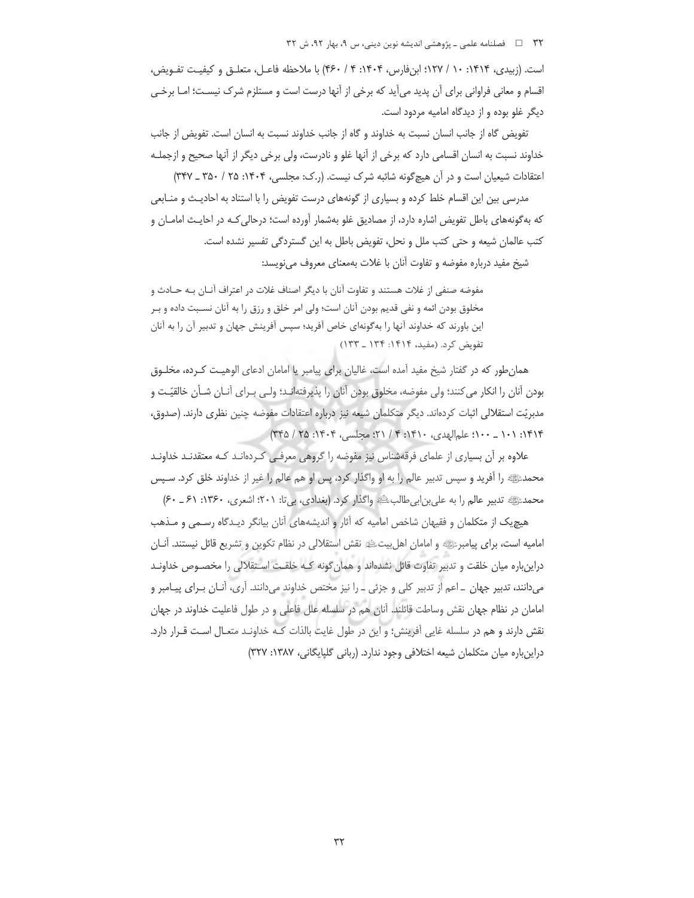است. (زبیدی، ۱۴۱۴: ۱۰ / ۱۲۷؛ ابن‌فارس، ۱۴۰۴: ۴ / ۴۶۰) با ملاحظه فاعل، متعلق و کیفیت تفویض، اقسام و معانی فراوانی برای آن پدید می‌آید که برخی از آنها درست است و مستلزم شرک نیست؛ اما برخی دیگر غلو بوده و از دیدگاه امامیه مردود است.

تفویض گاه از جانب انسان نسبت به خداوند و گاه از جانب خداوند نسبت به انسان است. تفویض از جانب خداوند نسبت به انسان اقسامی دارد که برخی از آنها غلو و نادرست، ولی برخی دیگر از آنها صحیح و ازجمله اعتقادات شیعیان است و در آن هیچ‌گونه شائبه شرک نیست. (ر.ک: مجلسی، ۱۴۰۴: ۲۵ / ۳۵۰ ـ ۳۴۷)

مدرسی بین این اقسام خلط کرده و بسیاری از گونه‌های درست تفویض را با استناد به احادیث و منابعی که به‌گونه‌های باطل تفویض اشاره دارد، از مصادیق غلو به‌شمار آورده است؛ درحالی‌که در احادیث امامان و کتب عالمان شیعه و حتی کتب ملل و نحل، تفویض باطل به این گستردگی تفسیر نشده است.

شیخ مفید درباره مفوضه و تفاوت آنان با غلات به‌معنای معروف می‌نویسد:

> مفوضه صنفی از غلات هستند و تفاوت آنان با دیگر اصناف غلات در اعتراف آنان به حادث و مخلوق بودن ائمه و نفی قدیم بودن آنان است؛ ولی امر خلق و رزق را به آنان نسبت داده و بر این باورند که خداوند آنها را به‌گونه‌ای خاص آفرید؛ سپس آفرینش جهان و تدبیر آن را به آنان تفویض کرد. (مفید، ۱۴۱۴: ۱۳۴ ـ ۱۳۳)

همان‌طور که در گفتار شیخ مفید آمده است، غالیان برای پیامبر یا امامان ادعای الوهیت کرده، مخلوق بودن آنان را انکار می‌کنند؛ ولی مفوضه، مخلوق بودن آنان را پذیرفته‌اند؛ ولی برای آنان شأن خالقیّت و مدبریّت استقلالی اثبات کرده‌اند. دیگر متکلمان شیعه نیز درباره اعتقادات مفوضه چنین نظری دارند. (صدوق، ۱۴۱۴: ۱۰۱ ـ ۱۰۰؛ علم‌الهدی، ۱۴۱۰: ۴ / ۲۱؛ مجلسی، ۱۴۰۴: ۲۵ / ۳۴۵)

علاوه بر آن بسیاری از علمای فرقه‌شناس نیز مفوضه را گروهی معرفی کرده‌اند که معتقدند خداوند محمد ﷺ را آفرید و سپس تدبیر عالم را به او واگذار کرد، پس او هم عالم را غیر از خداوند خلق کرد. سپس محمد ﷺ تدبیر عالم را به علی‌بن‌ابی‌طالب علیه‌السلام واگذار کرد. (بغدادی، بی‌تا: ۲۰۱؛ اشعری، ۱۳۶۰: ۶۱ ـ ۶۰)

هیچ‌یک از متکلمان و فقیهان شاخص امامیه که آثار و اندیشه‌های آنان بیانگر دیدگاه رسمی و مذهب امامیه است، برای پیامبر ﷺ و امامان اهل‌بیت علیهم‌السلام نقش استقلالی در نظام تکوین و تشریع قائل نیستند. آنان دراین‌باره میان خلقت و تدبیر تفاوت قائل نشده‌اند و همان‌گونه که خلقت استقلالی را مخصوص خداوند می‌دانند، تدبیر جهان ـ اعم از تدبیر کلی و جزئی ـ را نیز مختص خداوند می‌دانند. آری، آنان برای پیامبر و امامان در نظام جهان نقش وساطت قائلند. آنان هم در سلسله علل فاعلی و در طول فاعلیت خداوند در جهان نقش دارند و هم در سلسله غایی آفرینش؛ و این در طول غایت بالذات که خداوند متعال است قرار دارد. دراین‌باره میان متکلمان شیعه اختلافی وجود ندارد. (ربانی گلپایگانی، ۱۳۸۷: ۳۲۷)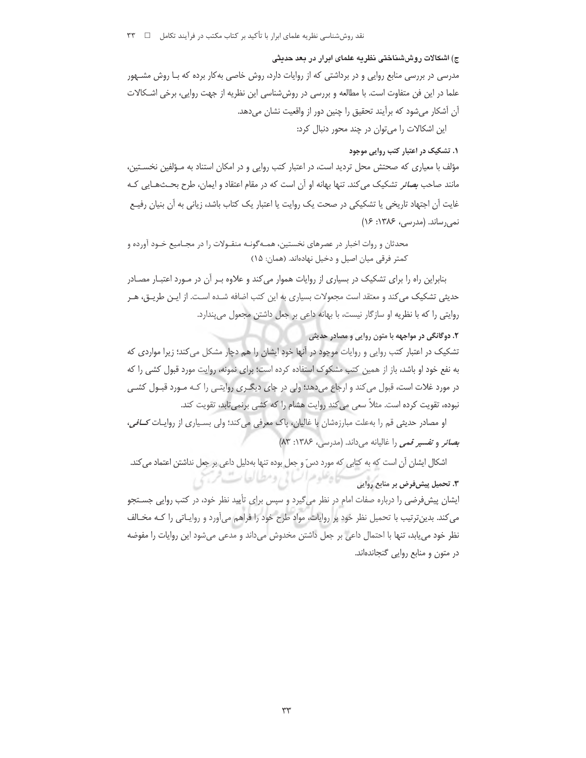### ج) اشکالات روش‌شناختی نظریه علمای ابرار در بعد حدیثی

مدرسی در بررسی منابع روایی و در برداشتی که از روایات دارد، روش خاصی به‌کار برده که بـا روش مشـهور علما در این فن متفاوت است. با مطالعه و بررسی در روش‌شناسی این نظریه از جهت روایی، برخی اشـکالات آن آشکار می‌شود که برآیند تحقیق را چنین دور از واقعیت نشان می‌دهد.

این اشکالات را می‌توان در چند محور دنبال کرد:

#### ۱. تشکیک در اعتبار کتب روایی موجود

مؤلف با معیاری که صحتش محل تردید است، در اعتبار کتب روایی و در امکان استناد به مـؤلفین نخسـتین، مانند صاحب *بصائر* تشکیک می‌کند. تنها بهانه او آن است که در مقام اعتقاد و ایمان، طرح بحـث‌هـایی کـه غایت آن اجتهاد تاریخی یا تشکیکی در صحت یک روایت یا اعتبار یک کتاب باشد، زیانی به آن بنیان رفیـع نمی‌رساند. (مدرسی، ۱۳۸۶: ۱۶)

> محدثان و روات اخبار در عصرهای نخستین، همـه‌گونـه منقـولات را در مجـامیع خـود آورده و کمتر فرقی میان اصیل و دخیل نهاده‌اند. (همان: ۱۵)

بنابراین راه را برای تشکیک در بسیاری از روایات هموار می‌کند و علاوه بـر آن در مـورد اعتبـار مصـادر حدیثی تشکیک می‌کند و معتقد است مجعولات بسیاری به این کتب اضافه شـده اسـت. از ایـن طریـق، هـر روایتی را که با نظریه او سازگار نیست، با بهانه داعی بر جعل داشتن مجعول می‌پندارد.

#### ۲. دوگانگی در مواجهه با متون روایی و مصادر حدیثی

تشکیک در اعتبار کتب روایی و روایات موجود در آنها خود ایشان را هم دچار مشکل می‌کند؛ زیرا مواردی که به نفع خود او باشد، باز از همین کتب مشکوک استفاده کرده است؛ برای نمونه، روایت مورد قبول کشی را که در مورد غلات است، قبول می‌کند و ارجاع می‌دهد؛ ولی در جای دیگـری روایتـی را کـه مـورد قبـول کشـی نبوده، تقویت کرده است. مثلاً سعی می‌کند روایت هشام را که کشی برنمی‌تابد، تقویت کند.

او مصادر حدیثی قم را به‌علت مبارزه‌شان با غالیان، پاک معرفی می‌کند؛ ولی بسـیاری از روایـات *کـافی*، *بصائر* و *تفسیر قمی* را غالیانه می‌داند. (مدرسی، ۱۳۸۶: ۸۳)

اشکال ایشان آن است که به کتابی که مورد دسّ و جعل بوده تنها به‌دلیل داعی بر جعل نداشتن اعتماد می‌کند.

#### ۳. تحمیل پیش‌فرض بر منابع روایی

ایشان پیش‌فرضی را درباره صفات امام در نظر می‌گیرد و سپس برای تأیید نظر خود، در کتب روایی جسـتجو می‌کند. بدین‌ترتیب با تحمیل نظر خود بر روایات، مواد طرح خود را فراهم می‌آورد و روایـاتی را کـه مخـالف نظر خود می‌یابد، تنها با احتمال داعی بر جعل داشتن مخدوش می‌داند و مدعی می‌شود این روایات را مفوضه در متون و منابع روایی گنجانده‌اند.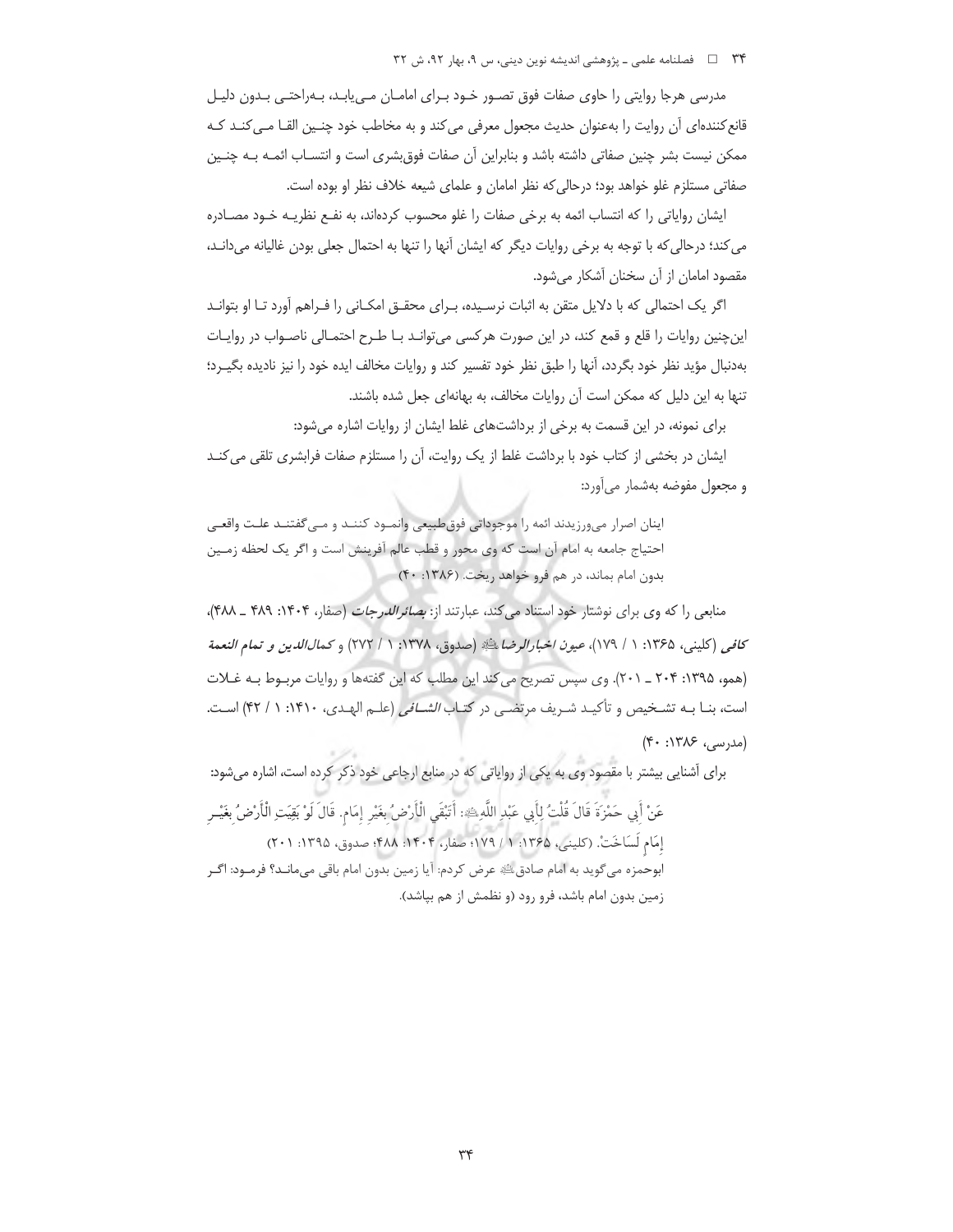مدرسی هرجا روایتی را حاوی صفات فوق تصور خود برای امامان می‌یابد، به‌راحتی بدون دلیل قانع‌کننده‌ای آن روایت را به‌عنوان حدیث مجعول معرفی می‌کند و به مخاطب خود چنین القا می‌کند که ممکن نیست بشر چنین صفاتی داشته باشد و بنابراین آن صفات فوق‌بشری است و انتساب ائمه به چنین صفاتی مستلزم غلو خواهد بود؛ درحالی‌که نظر امامان و علمای شیعه خلاف نظر او بوده است.

ایشان روایاتی را که انتساب ائمه به برخی صفات را غلو محسوب کرده‌اند، به نفع نظریه خود مصادره می‌کند؛ درحالی‌که با توجه به برخی روایات دیگر که ایشان آنها را تنها به احتمال جعلی بودن غالیانه می‌داند، مقصود امامان از آن سخنان آشکار می‌شود.

اگر یک احتمالی که با دلایل متقن به اثبات نرسیده، برای محقق امکانی را فراهم آورد تا او بتواند این‌چنین روایات را قلع و قمع کند، در این صورت هرکسی می‌تواند با طرح احتمالی ناصواب در روایات به‌دنبال مؤید نظر خود بگردد، آنها را طبق نظر خود تفسیر کند و روایات مخالف ایده خود را نیز نادیده بگیرد؛ تنها به این دلیل که ممکن است آن روایات مخالف، به بهانه‌ای جعل شده باشند.

برای نمونه، در این قسمت به برخی از برداشت‌های غلط ایشان از روایات اشاره می‌شود:

ایشان در بخشی از کتاب خود با برداشت غلط از یک روایت، آن را مستلزم صفات فرابشری تلقی می‌کند و مجعول مفوضه به‌شمار می‌آورد:

> اینان اصرار می‌ورزیدند ائمه را موجوداتی فوق‌طبیعی وانمود کنند و می‌گفتند علت واقعی احتیاج جامعه به امام آن است که وی محور و قطب عالم آفرینش است و اگر یک لحظه زمین بدون امام بماند، در هم فرو خواهد ریخت. (۱۳۸۶: ۴۰)

منابعی را که وی برای نوشتار خود استناد می‌کند، عبارتند از: *بصائر الدرجات* (صفار، ۱۴۰۴: ۴۸۹ ـ ۴۸۸)، *کافی* (کلینی، ۱۳۶۵: ۱ / ۱۷۹)، *عیون اخبار الرضا*ؑ (صدوق، ۱۳۷۸: ۱ / ۲۷۲) و *کمال‌الدین و تمام النعمة* (همو، ۱۳۹۵: ۲۰۴ ـ ۲۰۱). وی سپس تصریح می‌کند این مطلب که این گفته‌ها و روایات مربوط به غلات است، بنا به تشخیص و تأکید شریف مرتضی در کتاب *الشافی* (علم الهدی، ۱۴۱۰: ۱ / ۴۲) است. (مدرسی، ۱۳۸۶: ۴۰)

برای آشنایی بیشتر با مقصود وی به یکی از روایاتی که در منابع ارجاعی خود ذکر کرده است، اشاره می‌شود:

> عَنْ أَبِي حَمْزَةَ قَالَ قُلْتُ لِأَبِي عَبْدِ اللَّهِؑ: أَتَبْقَى الْأَرْضُ بِغَيْرِ إِمَامٍ. قَالَ لَوْ بَقِيَتِ الْأَرْضُ بِغَيْرِ إِمَامٍ لَسَاخَتْ. (کلینی، ۱۳۶۵: ۱ / ۱۷۹؛ صفار، ۱۴۰۴: ۴۸۸؛ صدوق، ۱۳۹۵: ۲۰۱)
>
> ابوحمزه می‌گوید به امام صادقؑ عرض کردم: آیا زمین بدون امام باقی می‌ماند؟ فرمود: اگر زمین بدون امام باشد، فرو رود (و نظمش از هم بپاشد).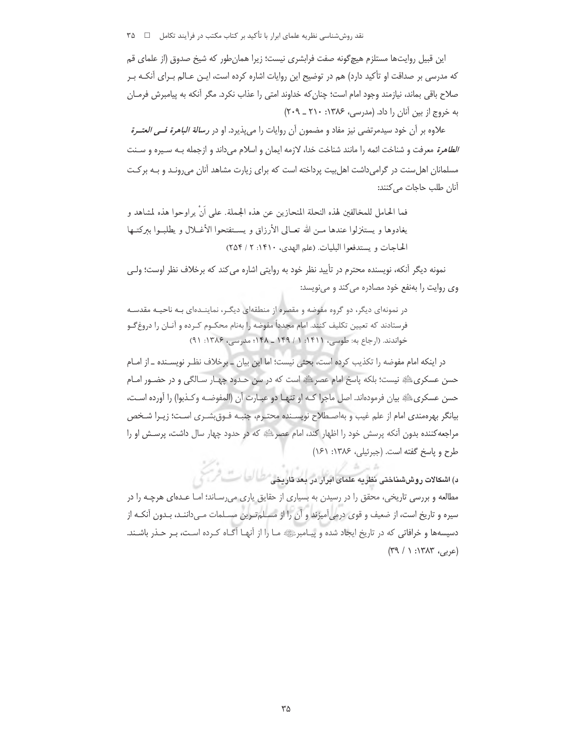این قبیل روایت‌ها مستلزم هیچ‌گونه صفت فرابشری نیست؛ زیرا همان‌طور که شیخ صدوق (از علمای قم که مدرسی بر صداقت او تأکید دارد) هم در توضیح این روایات اشاره کرده است، این عالم برای آنکه بر صلاح باقی بماند، نیازمند وجود امام است؛ چنان‌که خداوند امتی را عذاب نکرد. مگر آنکه به پیامبرش فرمان به خروج از بین آنان را داد. (مدرسی، ۱۳۸۶: ۲۱۰ ـ ۲۰۹)

علاوه بر آن خود سیدمرتضی نیز مفاد و مضمون آن روایات را می‌پذیرد. او در *رسالة الباهرة فی العترة الطاهرة* معرفت و شناخت ائمه را مانند شناخت خدا، لازمه ایمان و اسلام می‌داند و ازجمله به سیره و سنت مسلمانان اهل‌سنت در گرامی‌داشت اهل‌بیت پرداخته است که برای زیارت مشاهد آنان می‌روند و به برکت آنان طلب حاجات می‌کنند:

> فما الحامل للمخالفین لهذه النحلة المنحازین عن هذه الجملة. علی اَنْ یراوحوا هذه لمشاهد و یغادوها و یستنزلوا عندها من الله تعالی الأرزاق و یستفتحوا الأغلال و یطلبوا ببرکتها الحاجات و یستدفعوا البلیات. (علم الهدی، ۱۴۱۰: ۲ / ۲۵۴)

نمونه دیگر آنکه، نویسنده محترم در تأیید نظر خود به روایتی اشاره می‌کند که برخلاف نظر اوست؛ ولی وی روایت را به‌نفع خود مصادره می‌کند و می‌نویسد:

> در نمونه‌ای دیگر، دو گروه مفوضه و مقصره از منطقه‌ای دیگر، نماینده‌ای به ناحیه مقدسه فرستادند که تعیین تکلیف کنند. امام مجدداً مفوضه را به‌نام محکوم کرده و آنان را دروغ‌گو خواندند. (ارجاع به: طوسی، ۱۴۱۱: ۱ / ۱۴۹ ـ ۱۴۸؛ مدرسی، ۱۳۸۶: ۹۱)

در اینکه امام مفوضه را تکذیب کرده است، بحثی نیست؛ اما این بیان ـ برخلاف نظر نویسنده ـ از امام حسن عسکری علیه‌السلام نیست؛ بلکه پاسخ امام عصر علیه‌السلام است که در سن حدود چهار سالگی و در حضور امام حسن عسکری علیه‌السلام بیان فرموده‌اند. اصل ماجرا که او تنها دو عبارت آن (المفوضه وکذبوا) را آورده است، بیانگر بهره‌مندی امام از علم غیب و به‌اصطلاح نویسنده محترم، جنبه فوق‌بشری است؛ زیرا شخص مراجعه‌کننده بدون آنکه پرسش خود را اظهار کند، امام عصر علیه‌السلام که در حدود چهار سال داشت، پرسش او را طرح و پاسخ گفته است. (جبرئیلی، ۱۳۸۶: ۱۶۱)

### د) اشکالات روش‌شناختی نظریه علمای ابرار در بعد تاریخی

مطالعه و بررسی تاریخی، محقق را در رسیدن به بسیاری از حقایق یاری می‌رساند؛ اما عده‌ای هرچه را در سیره و تاریخ است، از ضعیف و قوی درمی‌آمیزند و آن را از مسلم‌ترین مسلمات می‌دانند، بدون آنکه از دسیسه‌ها و خرافاتی که در تاریخ ایجاد شده و پیامبر صلی‌الله‌علیه‌وآله ما را از آنها آگاه کرده است، بر حذر باشند. (عربی، ۱۳۸۳: ۱ / ۳۹)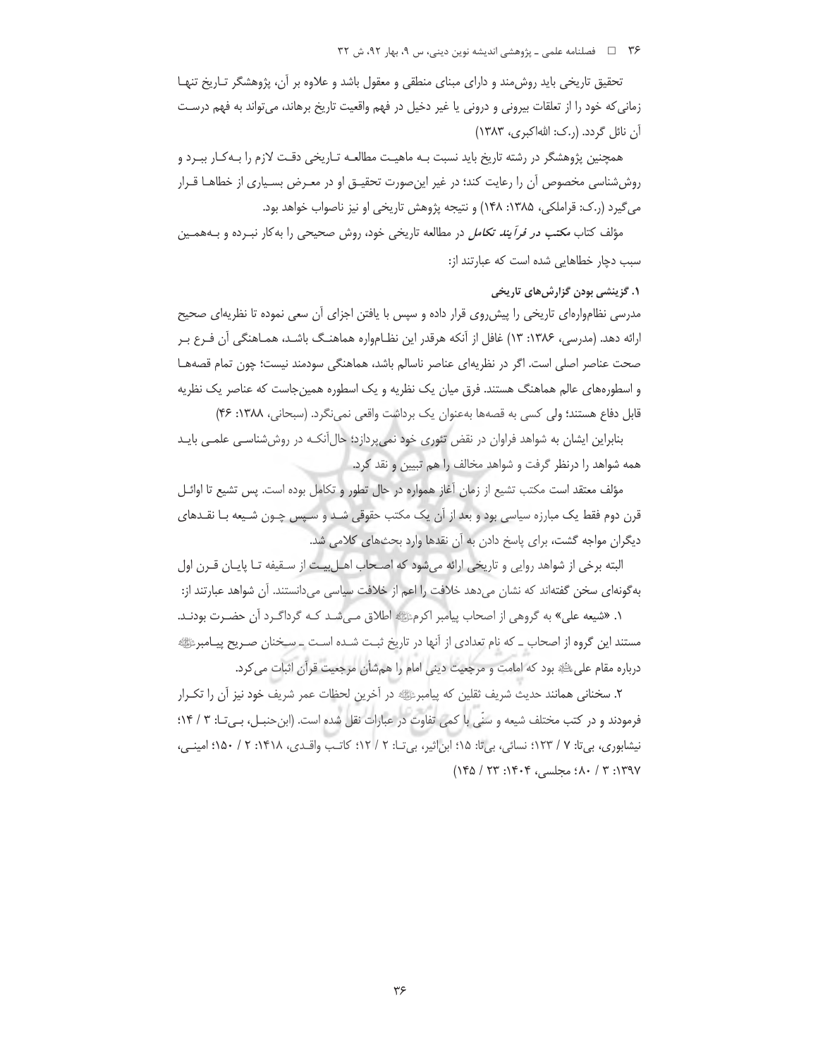تحقیق تاریخی باید روش‌مند و دارای مبنای منطقی و معقول باشد و علاوه بر آن، پژوهشگر تاریخ تنها زمانی‌که خود را از تعلقات بیرونی و درونی یا غیر دخیل در فهم واقعیت تاریخ برهاند، می‌تواند به فهم درست آن نائل گردد. (ر.ک: الله‌اکبری، ۱۳۸۳)

همچنین پژوهشگر در رشته تاریخ باید نسبت بـه ماهیـت مطالعـه تـاریخی دقـت لازم را بـه‌کـار ببـرد و روش‌شناسی مخصوص آن را رعایت کند؛ در غیر این‌صورت تحقیـق او در معـرض بسـیاری از خطاهـا قـرار می‌گیرد (ر.ک: قراملکی، ۱۳۸۵: ۱۴۸) و نتیجه پژوهش تاریخی او نیز ناصواب خواهد بود.

مؤلف کتاب *مکتب در فرآیند تکامل* در مطالعه تاریخی خود، روش صحیحی را به‌کار نبـرده و بـه‌همـین سبب دچار خطاهایی شده است که عبارتند از:

**۱. گزینشی بودن گزارش‌های تاریخی**

مدرسی نظام‌واره‌ای تاریخی را پیش‌روی قرار داده و سپس با یافتن اجزای آن سعی نموده تا نظریه‌ای صحیح ارائه دهد. (مدرسی، ۱۳۸۶: ۱۳) غافل از آنکه هرقدر این نظـام‌واره هماهنـگ باشـد، همـاهنگی آن فـرع بـر صحت عناصر اصلی است. اگر در نظریه‌ای عناصر ناسالم باشد، هماهنگی سودمند نیست؛ چون تمام قصه‌هـا و اسطوره‌های عالم هماهنگ هستند. فرق میان یک نظریه و یک اسطوره همین‌جاست که عناصر یک نظریه قابل دفاع هستند؛ ولی کسی به قصه‌ها به‌عنوان یک برداشت واقعی نمی‌نگرد. (سبحانی، ۱۳۸۸: ۴۶)

بنابراین ایشان به شواهد فراوان در نقض تئوری خود نمی‌پردازد؛ حال‌آنکـه در روش‌شناسـی علمـی بایـد همه شواهد را درنظر گرفت و شواهد مخالف را هم تبیین و نقد کرد.

مؤلف معتقد است مکتب تشیع از زمان آغاز همواره در حال تطور و تکامل بوده است. پس تشیع تا اوائـل قرن دوم فقط یک مبارزه سیاسی بود و بعد از آن یک مکتب حقوقی شـد و سـپس چـون شـیعه بـا نقـدهای دیگران مواجه گشت، برای پاسخ دادن به آن نقدها وارد بحث‌های کلامی شد.

البته برخی از شواهد روایی و تاریخی ارائه می‌شود که اصـحاب اهـل‌بیـت از سـقیفه تـا پایـان قـرن اول به‌گونه‌ای سخن گفته‌اند که نشان می‌دهد خلافت را اعم از خلافت سیاسی می‌دانستند. آن شواهد عبارتند از:

۱. «شیعه علی» به گروهی از اصحاب پیامبر اکرمﷺ اطلاق مـی‌شـد کـه گرداگـرد آن حضـرت بودنـد. مستند این گروه از اصحاب ـ که نام تعدادی از آنها در تاریخ ثبـت شـده اسـت ـ سـخنان صـریح پیـامبرﷺ درباره مقام علی‌ؑ بود که امامت و مرجعیت دینی امام را هم‌شأن مرجعیت قرآن اثبات می‌کرد.

۲. سخنانی همانند حدیث شریف ثقلین که پیامبرﷺ در آخرین لحظات عمر شریف خود نیز آن را تکـرار فرمودند و در کتب مختلف شیعه و سنّی با کمی تفاوت در عبارات نقل شده است. (ابن‌حنبـل، بـی‌تـا: ۳ / ۱۴؛ نیشابوری، بی‌تا: ۷ / ۱۲۳؛ نسائی، بی‌تا: ۱۵؛ ابن‌اثیر، بی‌تـا: ۲ / ۱۲؛ کاتـب واقـدی، ۱۴۱۸: ۲ / ۱۵۰؛ امینـی، ۱۳۹۷: ۳ / ۸۰؛ مجلسی، ۱۴۰۴: ۲۳ / ۱۴۵)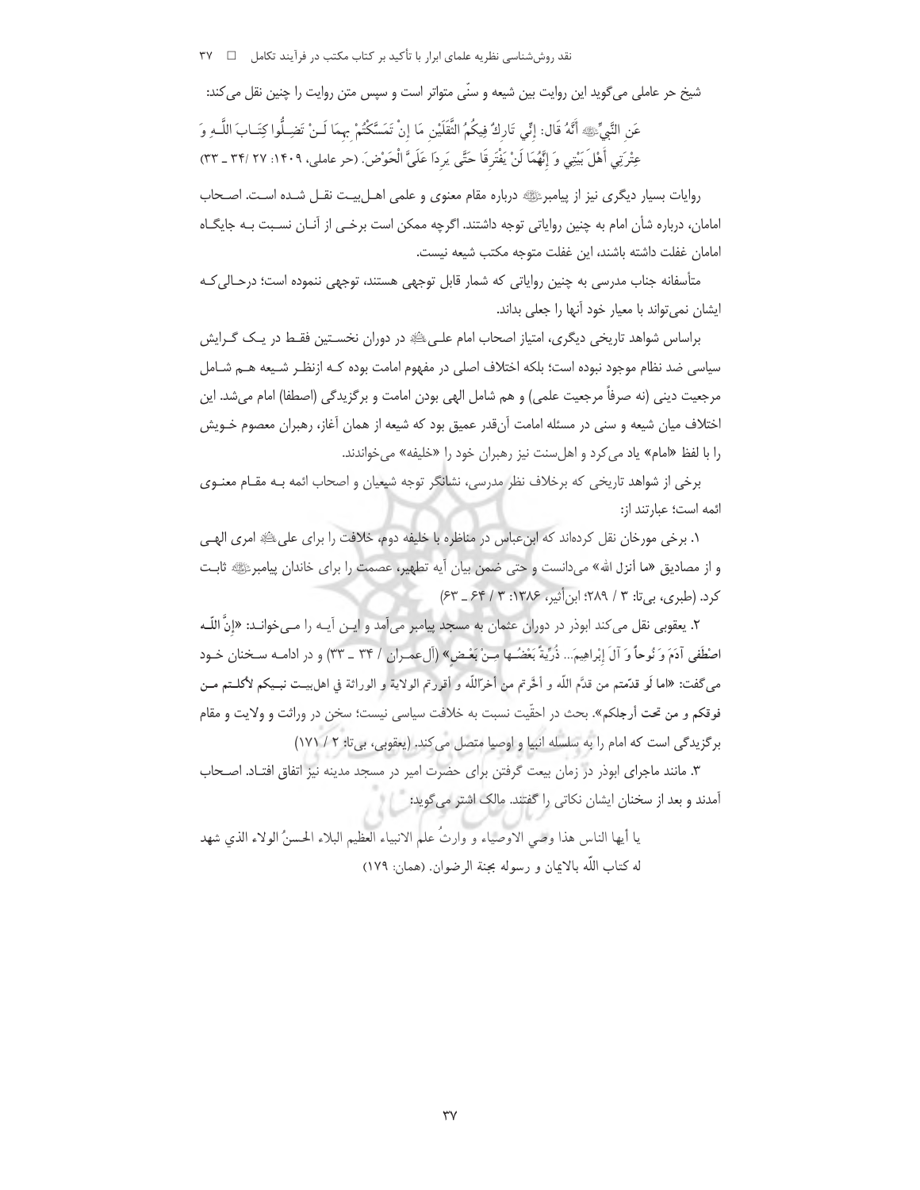شیخ حر عاملی می‌گوید این روایت بین شیعه و سنّی متواتر است و سپس متن روایت را چنین نقل می‌کند:

عَنِ النَّبِیِّ ﷺ أَنَّهُ قَالَ: إِنِّي تَارِكٌ فِيكُمُ الثَّقَلَيْنِ مَا إِنْ تَمَسَّكْتُمْ بِهِمَا لَـنْ تَضِـلُّوا كِتَـابَ اللَّـهِ وَ عِتْرَتِي أَهْلَ بَيْتِي وَ إِنَّهُمَا لَنْ يَفْتَرِقَا حَتَّى يَرِدَا عَلَيَّ الْحَوْضَ. (حر عاملی، ۱۴۰۹: ۲۷ / ۳۴ ـ ۳۳)

روایات بسیار دیگری نیز از پیامبر ﷺ درباره مقام معنوی و علمی اهـل‌بیـت نقـل شـده اسـت. اصـحاب امامان، درباره شأن امام به چنین روایاتی توجه داشتند. اگرچه ممکن است برخـی از آنـان نسـبت بـه جایگـاه امامان غفلت داشته باشند، این غفلت متوجه مکتب شیعه نیست.

متأسفانه جناب مدرسی به چنین روایاتی که شمار قابل توجهی هستند، توجهی ننموده است؛ درحـالی‌کـه ایشان نمی‌تواند با معیار خود آنها را جعلی بداند.

براساس شواهد تاریخی دیگری، امتیاز اصحاب امام علـی ؑ در دوران نخسـتین فقـط در یـک گـرایش سیاسی ضد نظام موجود نبوده است؛ بلکه اختلاف اصلی در مفهوم امامت بوده کـه ازنظـر شـیعه هـم شـامل مرجعیت دینی (نه صرفاً مرجعیت علمی) و هم شامل الهی بودن امامت و برگزیدگی (اصطفا) امام می‌شد. این اختلاف میان شیعه و سنی در مسئله امامت آن‌قدر عمیق بود که شیعه از همان آغاز، رهبران معصوم خـویش را با لفظ «امام» یاد می‌کرد و اهل‌سنت نیز رهبران خود را «خلیفه» می‌خواندند.

برخی از شواهد تاریخی که برخلاف نظر مدرسی، نشانگر توجه شیعیان و اصحاب ائمه بـه مقـام معنـوی ائمه است؛ عبارتند از:

۱. برخی مورخان نقل کرده‌اند که ابن‌عباس در مناظره با خلیفه دوم، خلافت را برای علی ؑ امری الهـی و از مصادیق «ما أنزل الله» می‌دانست و حتی ضمن بیان آیه تطهیر، عصمت را برای خاندان پیامبر ﷺ ثابت کرد. (طبری، بی‌تا: ۳ / ۲۸۹؛ ابن‌أثیر، ۱۳۸۶: ۳ / ۶۴ ـ ۶۳)

۲. یعقوبی نقل می‌کند ابوذر در دوران عثمان به مسجد پیامبر می‌آمد و ایـن آیـه را مـی‌خوانـد: «إِنَّ اللّـهَ اصْطَفَى آدَمَ وَ نُوحاً وَ آلَ إِبْرَاهِيمَ... ذُرِّيَّةً بَعْضُـهَا مِـنْ بَعْـضٍ» (آل‌عمـران / ۳۴ ـ ۳۳) و در ادامـه سـخنان خـود می‌گفت: «اما لَو قدّمتم من قدّم اللّه و أخّرتم من أخرّاللّه و أقررتم الولایة و الوراثة في اهلبیـت نبـیکم لأكلـتم مـن فوقكم و من تحت أرجلكم». بحث در احقّیت نسبت به خلافت سیاسی نیست؛ سخن در وراثت و ولایت و مقام برگزیدگی است که امام را به سلسله انبیا و اوصیا متصل می‌کند. (یعقوبی، بی‌تا: ۲ / ۱۷۱)

۳. مانند ماجرای ابوذر در زمان بیعت گرفتن برای حضرت امیر در مسجد مدینه نیز اتفاق افتـاد. اصـحاب آمدند و بعد از سخنان ایشان نکاتی را گفتند. مالک اشتر می‌گوید:

يا أيها الناس هذا وصي الاوصياء و وارثُ علم الانبياء العظيم البلاء الحسنُ الولاء الذي شهد له كتاب اللّه بالايمان و رسوله بجنة الرضوان. (همان: ۱۷۹)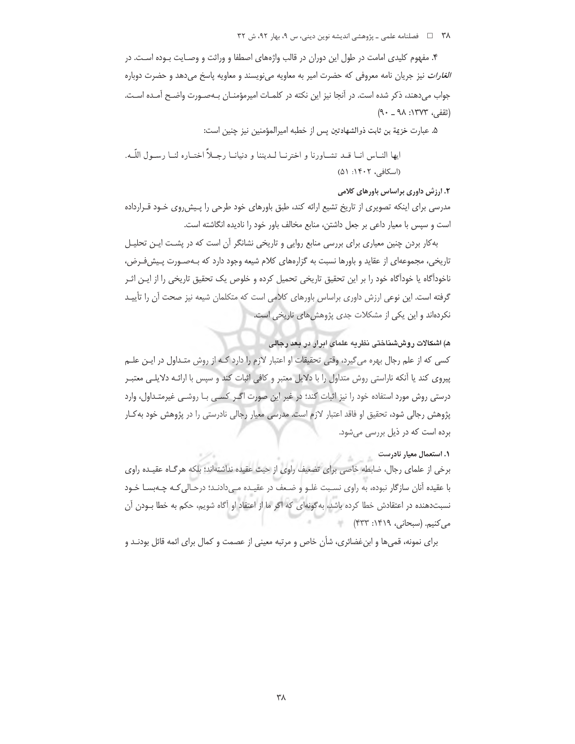۴. مفهوم کلیدی امامت در طول این دوران در قالب واژه‌های اصطفا و وراثت و وصـایت بـوده اسـت. در *الغارات* نیز جریان نامه معروفی که حضرت امیر به معاویه می‌نویسند و معاویه پاسخ می‌دهد و حضرت دوباره جواب می‌دهند، ذکر شده است. در آنجا نیز این نکته در کلمـات امیرمؤمنـان بـه‌صـورت واضـح آمـده اسـت. (ثقفی، ۱۳۷۳: ۹۸ ـ ۹۰)

۵. عبارت خزیمة بن ثابت ذوالشهادتین پس از خطبه امیرالمؤمنین نیز چنین است:

> ایها النـاس انـا قـد تشـاورنا و اخترنـا لـدیننا و دنیانـا رجـلاً اختـاره لنـا رسـول اللّـه. (اسکافی، ۱۴۰۲: ۵۱)

#### ۲. ارزش داوری براساس باورهای کلامی

مدرسی برای اینکه تصویری از تاریخ تشیع ارائه کند، طبق باورهای خود طرحی را پـیش‌روی خـود قـرارداده است و سپس با معیار داعی بر جعل داشتن، منابع مخالف باور خود را نادیده انگاشته است.

به‌کار بردن چنین معیاری برای بررسی منابع روایی و تاریخی نشانگر آن است که در پشـت ایـن تحلیـل تاریخی، مجموعه‌ای از عقاید و باورها نسبت به گزاره‌های کلام شیعه وجود دارد که بـه‌صـورت پـیش‌فـرض، ناخودآگاه یا خودآگاه خود را بر این تحقیق تاریخی تحمیل کرده و خلوص یک تحقیق تاریخی را از ایـن اثـر گرفته است. این نوعی ارزش داوری براساس باورهای کلامی است که متکلمان شیعه نیز صحت آن را تأییـد نکرده‌اند و این یکی از مشکلات جدی پژوهش‌های تاریخی است.

### هـ) اشکالات روش‌شناختی نظریه علمای ابرار در بعد رجالی

کسی که از علم رجال بهره می‌گیرد، وقتی تحقیقات او اعتبار لازم را دارد کـه از روش متـداول در ایـن علـم پیروی کند یا آنکه ناراستی روش متداول را با دلایل معتبر و کافی اثبات کند و سپس با ارائـه دلایلـی معتبـر درستی روش مورد استفاده خود را نیز اثبات کند؛ در غیر این صورت اگـر کسـی بـا روشـی غیرمتـداول، وارد پژوهش رجالی شود، تحقیق او فاقد اعتبار لازم است. مدرسی معیار رجالی نادرستی را در پژوهش خود به‌کـار برده است که در ذیل بررسی می‌شود.

#### ۱. استعمال معیار نادرست

برخی از علمای رجال، ضابطه خاصی برای تضعیف راوی از حیث عقیده نداشته‌اند؛ بلکه هرگـاه عقیـده راوی با عقیده آنان سازگار نبوده، به راوی نسـبت غلـو و ضـعف در عقیـده مـی‌دادنـد؛ درحـالی‌کـه چـه‌بسـا خـود نسبت‌دهنده در اعتقادش خطا کرده باشد، به‌گونه‌ای که اگر ما از اعتقاد او آگاه شویم، حکم به خطا بـودن آن می‌کنیم. (سبحانی، ۱۴۱۹: ۴۳۳)

برای نمونه، قمی‌ها و ابن‌غضائری، شأن خاص و مرتبه معینی از عصمت و کمال برای ائمه قائل بودنـد و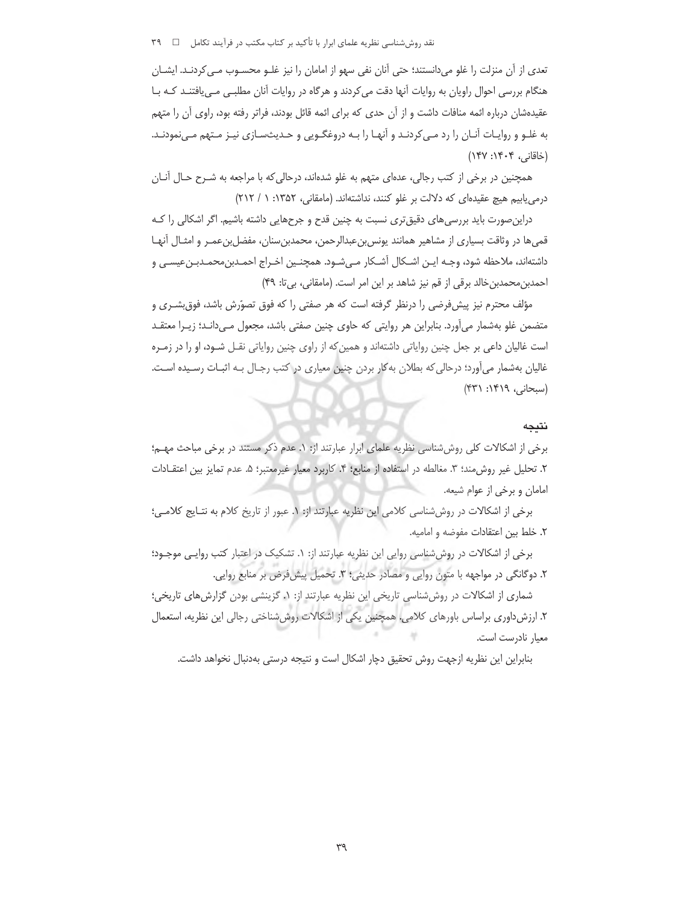تعدی از آن منزلت را غلو می‌دانستند؛ حتی آنان نفی سهو از امامان را نیز غلـو محسـوب مـی‌کردنـد. ایشـان هنگام بررسی احوال راویان به روایات آنها دقت می‌کردند و هرگاه در روایات آنان مطلبـی مـی‌یافتنـد کـه بـا عقیده‌شان درباره ائمه منافات داشت و از آن حدی که برای ائمه قائل بودند، فراتر رفته بود، راوی آن را متهم به غلـو و روایـات آنـان را رد مـی‌کردنـد و آنهـا را بـه دروغگـویی و حـدیث‌سـازی نیـز مـتهم مـی‌نمودنـد. (خاقانی، ۱۴۰۴: ۱۴۷)

همچنین در برخی از کتب رجالی، عده‌ای متهم به غلو شده‌اند، درحالی‌که با مراجعه به شـرح حـال آنـان درمی‌یابیم هیچ عقیده‌ای که دلالت بر غلو کنند، نداشته‌اند. (مامقانی، ۱۳۵۲: ۱ / ۲۱۲)

دراین‌صورت باید بررسی‌های دقیق‌تری نسبت به چنین قدح و جرح‌هایی داشته باشیم. اگر اشکالی را کـه قمی‌ها در وثاقت بسیاری از مشاهیر همانند یونس‌بن‌عبدالرحمن، محمدبن‌سنان، مفضل‌بن‌عمـر و امثـال آنهـا داشته‌اند، ملاحظه شود، وجـه ایـن اشـکال آشـکار مـی‌شـود. همچنـین اخـراج احمـدبن‌محمـدبـن‌عیسـی و احمدبن‌محمدبن‌خالد برقی از قم نیز شاهد بر این امر است. (مامقانی، بی‌تا: ۴۹)

مؤلف محترم نیز پیش‌فرضی را درنظر گرفته است که هر صفتی را که فوق تصوّرش باشد، فوق‌بشـری و متضمن غلو به‌شمار می‌آورد. بنابراین هر روایتی که حاوی چنین صفتی باشد، مجعول مـی‌دانـد؛ زیـرا معتقـد است غالیان داعی بر جعل چنین روایاتی داشته‌اند و همین‌که از راوی چنین روایاتی نقـل شـود، او را در زمـره غالیان به‌شمار می‌آورد؛ درحالی‌که بطلان به‌کار بردن چنین معیاری در کتب رجـال بـه اثبـات رسـیده اسـت. (سبحانی، ۱۴۱۹: ۴۳۱)

## نتیجه

برخی از اشکالات کلی روش‌شناسی نظریه علمای ابرار عبارتند از: ۱. عدم ذکر مستند در برخی مباحث مهـم؛ ۲. تحلیل غیر روش‌مند؛ ۳. مغالطه در استفاده از منابع؛ ۴. کاربرد معیار غیرمعتبر؛ ۵. عدم تمایز بین اعتقـادات امامان و برخی از عوام شیعه.

برخی از اشکالات در روش‌شناسی کلامی این نظریه عبارتند از: ۱. عبور از تاریخ کلام به نتـایج کلامـی؛ ۲. خلط بین اعتقادات مفوضه و امامیه.

برخی از اشکالات در روش‌شناسی روایی این نظریه عبارتند از: ۱. تشکیک در اعتبار کتب روایـی موجـود؛ ۲. دوگانگی در مواجهه با متون روایی و مصادر حدیثی؛ ۳. تحمیل پیش‌فرض بر منابع روایی.

شماری از اشکالات در روش‌شناسی تاریخی این نظریه عبارتند از: ۱. گزینشی بودن گزارش‌های تاریخی؛ ۲. ارزش‌داوری براساس باورهای کلامی. همچنین یکی از اشکالات روش‌شناختی رجالی این نظریه، استعمال معیار نادرست است.

بنابراین این نظریه ازجهت روش تحقیق دچار اشکال است و نتیجه درستی به‌دنبال نخواهد داشت.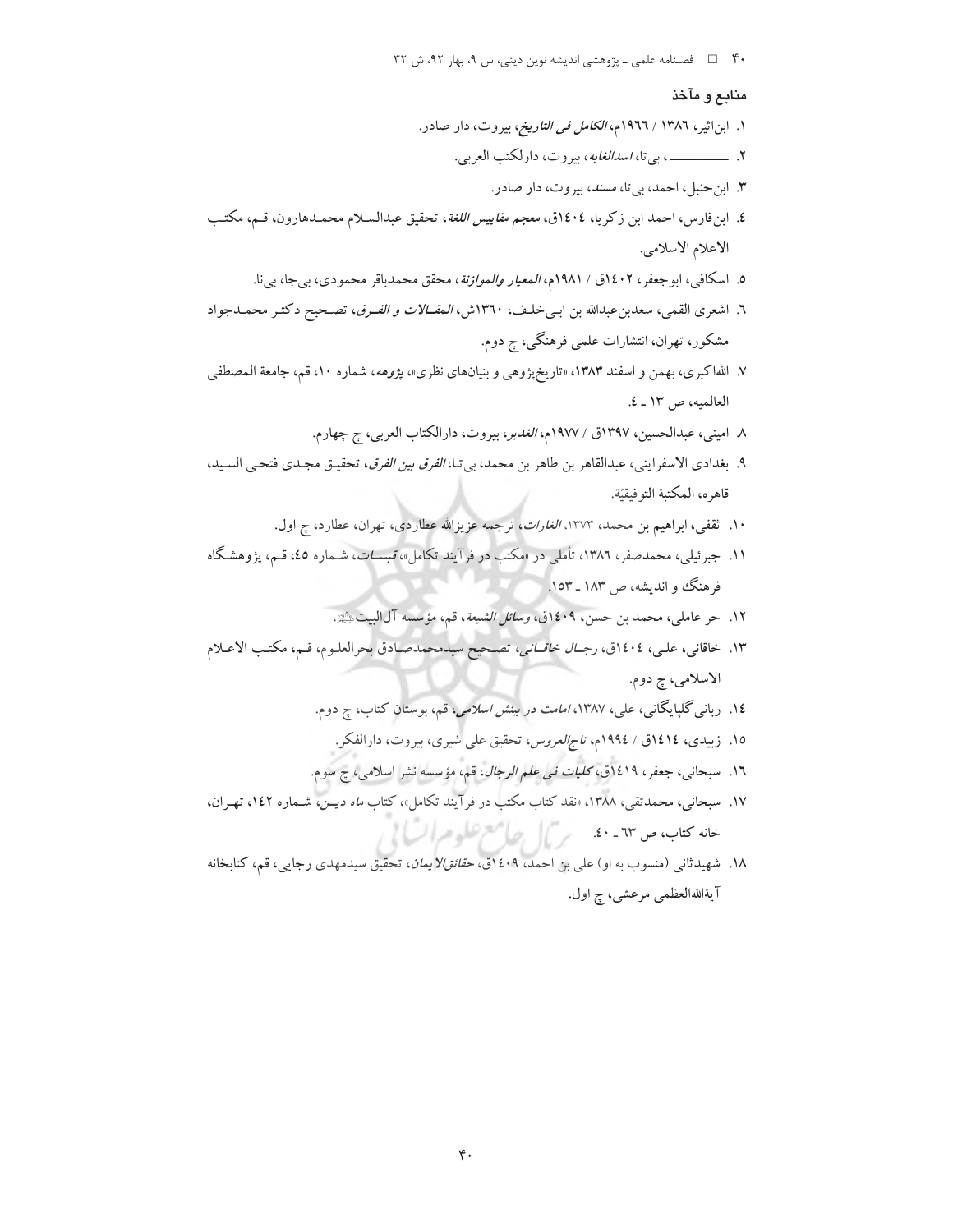## منابع و مآخذ

۱. ابن‌اثیر، ۱۳۸٦ / ۱۹٦٦م، *الکامل فی التاریخ*، بیروت، دار صادر.

۲. ـــــــــــــ ، بی‌تا، *اسدالغابه*، بیروت، دارلکتب العربی.

۳. ابن‌حنبل، احمد، بی‌تا، *مسند*، بیروت، دار صادر.

٤. ابن‌فارس، احمد ابن زکریا، ١٤٠٤ق، *معجم مقاییس اللغة*، تحقیق عبدالسلام محمدهارون، قم، مکتب الاعلام الاسلامی.

٥. اسکافی، ابوجعفر، ١٤٠٢ق / ١٩٨١م، *المعیار والموازنة*، محقق محمدباقر محمودی، بی‌جا، بی‌نا.

٦. اشعری القمی، سعدبن‌عبدالله بن ابی‌خلف، ۱۳٦۰ش، *المقالات و الفرق*، تصحیح دکتر محمدجواد مشکور، تهران، انتشارات علمی فرهنگی، چ دوم.

۷. الله‌اکبری، بهمن و اسفند ۱۳۸۳، «تاریخ‌پژوهی و بنیان‌های نظری»، *پژوهه*، شماره ۱۰، قم، جامعة المصطفی العالمیه، ص ۱۳ ـ ٤.

۸. امینی، عبدالحسین، ۱۳۹۷ق / ۱۹۷۷م، *الغدیر*، بیروت، دارالکتاب العربی، چ چهارم.

۹. بغدادی الاسفراینی، عبدالقاهر بن طاهر بن محمد، بی‌تا، *الفرق بین الفرق*، تحقیق مجدی فتحی السید، قاهره، المکتبة التوفیقیّة.

۱۰. ثقفی، ابراهیم بن محمد، ۱۳۷۳، *الغارات*، ترجمه عزیزالله عطاردی، تهران، عطارد، چ اول.

۱۱. جبرئیلی، محمدصفر، ۱۳۸٦، تأملی در «مکتب در فرآیند تکامل»، *قبسات*، شماره ٤٥، قم، پژوهشگاه فرهنگ و اندیشه، ص ۱۸۳ ـ ۱٥۳.

۱۲. حر عاملی، محمد بن حسن، ۱٤۰۹ق، *وسائل الشیعة*، قم، مؤسسه آل‌البیت ﷺ.

۱۳. خاقانی، علی، ۱٤۰٤ق، *رجال خاقانی*، تصحیح سیدمحمدصادق بحرالعلوم، قم، مکتب الاعلام الاسلامی، چ دوم.

۱٤. ربانی گلپایگانی، علی، ۱۳۸۷، *امامت در بینش اسلامی*، قم، بوستان کتاب، چ دوم.

۱٥. زبیدی، ۱٤۱٤ق / ۱۹۹٤م، *تاج‌العروس*، تحقیق علی شیری، بیروت، دارالفکر.

۱٦. سبحانی، جعفر، ۱٤۱۹ق، *کلیات فی علم الرجال*، قم، مؤسسه نشر اسلامی، چ سوم.

۱۷. سبحانی، محمدتقی، ۱۳۸۸، «نقد کتاب مکتب در فرآیند تکامل»، کتاب *ماه دین*، شماره ۱٤۲، تهران، خانه کتاب، ص ٦۳ ـ ٤۰.

۱۸. شهیدثانی (منسوب به او) علی بن احمد، ۱٤۰۹ق، *حقائق‌الایمان*، تحقیق سیدمهدی رجایی، قم، کتابخانه آیةالله‌العظمی مرعشی، چ اول.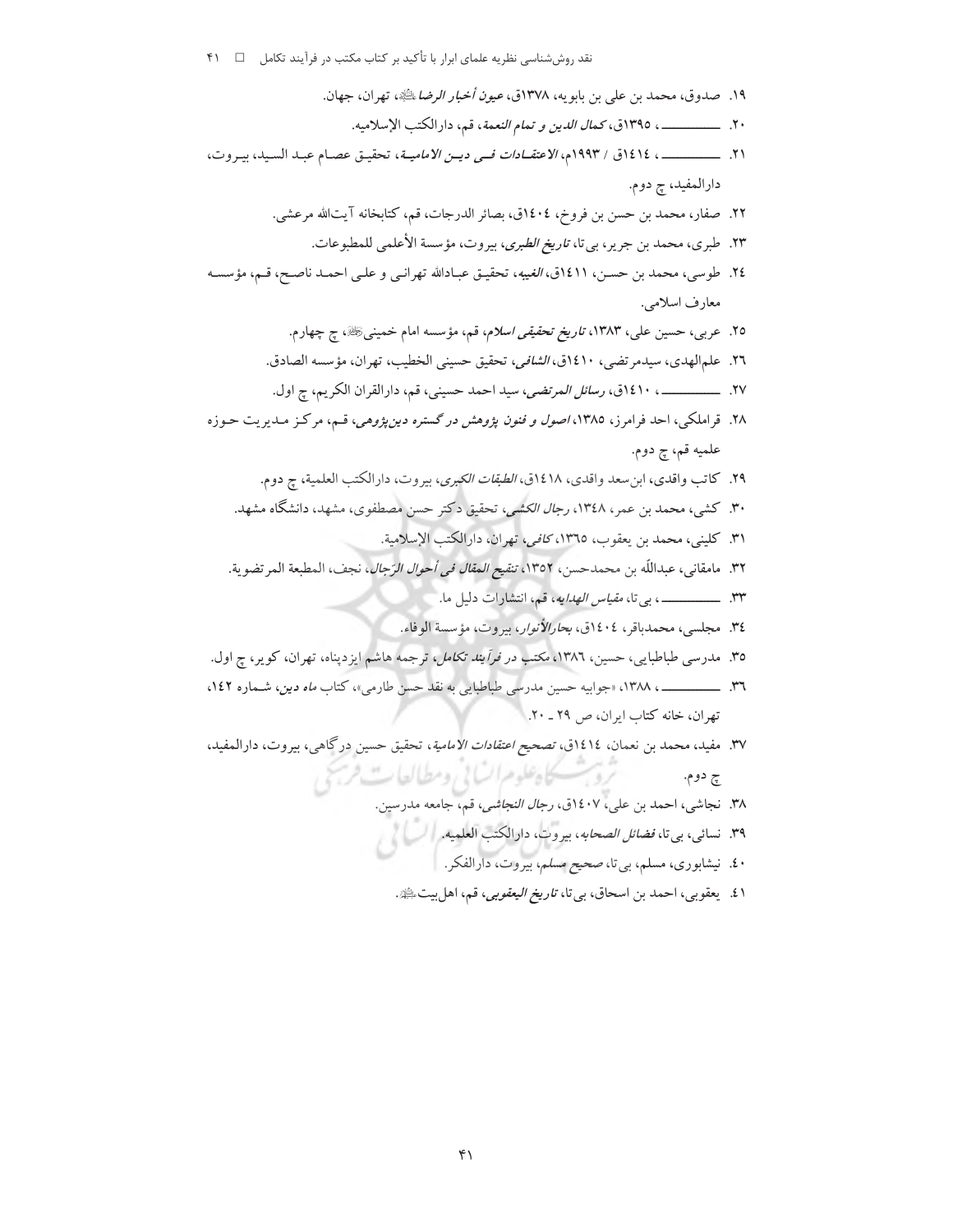۱۹. صدوق، محمد بن علی بن بابویه، ۱۳۷۸ق، *عیون أخبار الرضا*ؑ، تهران، جهان.

۲۰. ـــــــــــــ ، ۱۳۹۵ق، *کمال الدین و تمام النعمة*، قم، دارالکتب الإسلامیه.

۲۱. ـــــــــــــ ، ١٤١٤ق / ۱۹۹۳م، *الاعتقادات فی دین الامامیة*، تحقیق عصام عبد السید، بیروت، دارالمفید، چ دوم.

۲۲. صفار، محمد بن حسن بن فروخ، ١٤٠٤ق، بصائر الدرجات، قم، کتابخانه آیت‌الله مرعشی.

۲۳. طبری، محمد بن جریر، بی‌تا، *تاریخ الطبری*، بیروت، مؤسسة الأعلمی للمطبوعات.

۲٤. طوسی، محمد بن حسن، ١٤١١ق، *الغیبه*، تحقیق عبادالله تهرانی و علی احمد ناصح، قم، مؤسسه معارف اسلامی.

۲۵. عربی، حسین علی، ۱۳۸۳، *تاریخ تحقیقی اسلام*، قم، مؤسسه امام خمینیؒ، چ چهارم.

۲٦. علم‌الهدی، سیدمرتضی، ١٤١٠ق، *الشافی*، تحقیق حسینی الخطیب، تهران، مؤسسه الصادق.

۲۷. ـــــــــــــ ، ١٤١٠ق، *رسائل المرتضی*، سید احمد حسینی، قم، دارالقران الکریم، چ اول.

۲۸. قراملکی، احد فرامرز، ۱۳۸۵، *اصول و فنون پژوهش در گستره دین‌پژوهی*، قم، مرکز مدیریت حوزه علمیه قم، چ دوم.

۲۹. کاتب واقدی، ابن‌سعد واقدی، ١٤١٨ق، *الطبقات الکبری*، بیروت، دارالکتب العلمیة، چ دوم.

۳۰. کشی، محمد بن عمر، ۱۳٤۸، *رجال الکشی*، تحقیق دکتر حسن مصطفوی، مشهد، دانشگاه مشهد.

۳۱. کلینی، محمد بن یعقوب، ۱۳٦۵، *کافی*، تهران، دارالکتب الإسلامیة.

۳۲. مامقانی، عبدالله بن محمدحسن، ۱۳۵۲، *تنقیح المقال فی أحوال الرّجال*، نجف، المطبعة المرتضویة.

۳۳. ـــــــــــــ ، بی‌تا، *مقباس الهدایه*، قم، انتشارات دلیل ما.

۳٤. مجلسی، محمدباقر، ١٤٠٤ق، *بحارالأنوار*، بیروت، مؤسسة الوفاء.

۳۵. مدرسی طباطبایی، حسین، ۱۳۸٦، *مکتب در فرآیند تکامل*، ترجمه هاشم ایزدپناه، تهران، کویر، چ اول.

۳٦. ـــــــــــــ ، ۱۳۸۸، «جوابیه حسین مدرسی طباطبایی به نقد حسن طارمی»، کتاب *ماه دین*، شماره ۱٤۲، تهران، خانه کتاب ایران، ص ۲۹ ـ ۲۰.

۳۷. مفید، محمد بن نعمان، ١٤١٤ق، *تصحیح اعتقادات الامامیة*، تحقیق حسین درگاهی، بیروت، دارالمفید، چ دوم.

۳۸. نجاشی، احمد بن علی، ١٤٠٧ق، *رجال النجاشی*، قم، جامعه مدرسین.

۳۹. نسائی، بی‌تا، *فضائل الصحابه*، بیروت، دارالکتب العلمیه.

٤۰. نیشابوری، مسلم، بی‌تا، *صحیح مسلم*، بیروت، دارالفکر.

٤۱. یعقوبی، احمد بن اسحاق، بی‌تا، *تاریخ الیعقوبی*، قم، اهل‌بیتؑ.